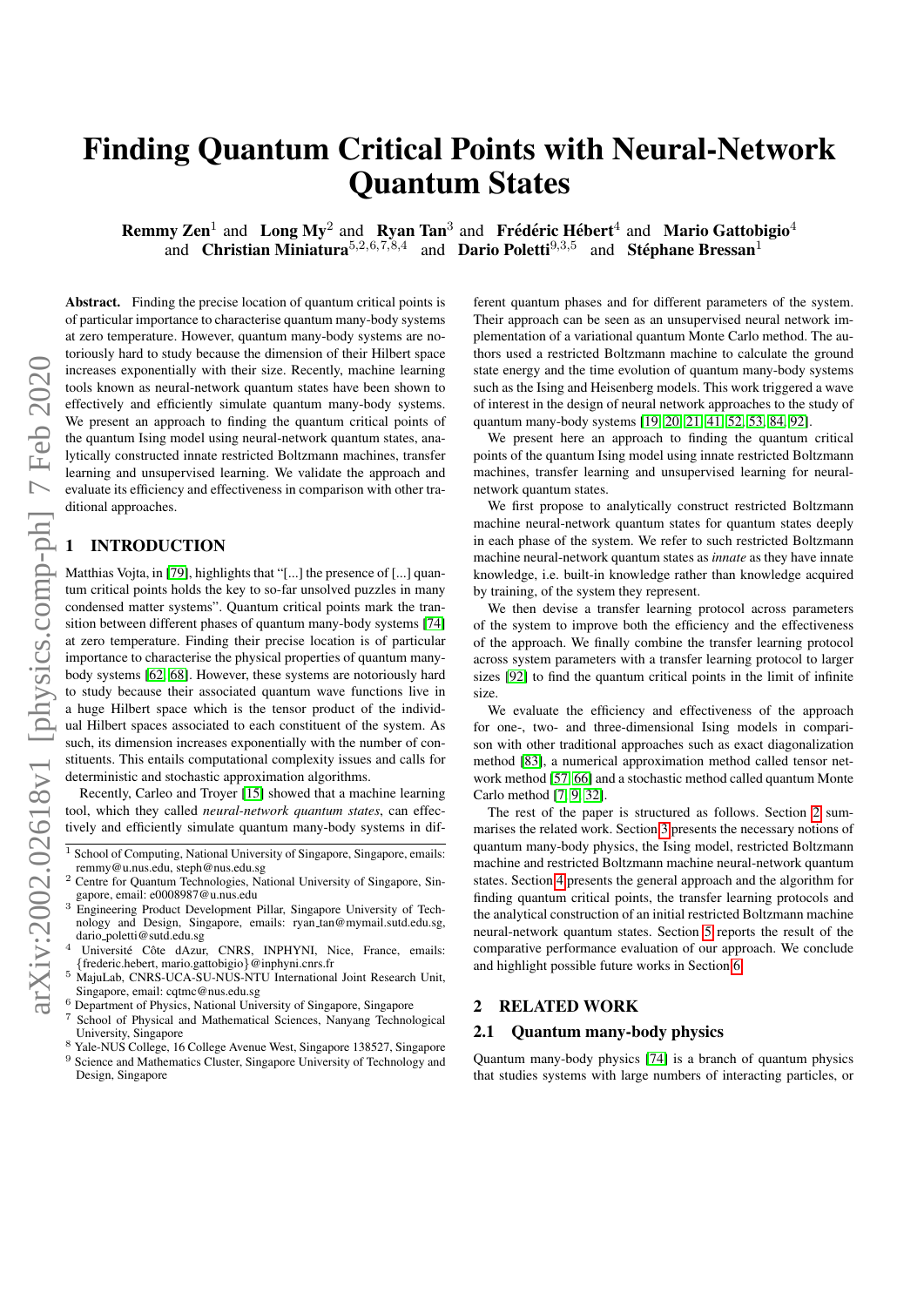# Finding Quantum Critical Points with Neural-Network Quantum States

**Remmy Zen**[1] and **Long My**[2] and **Ryan Tan**[3] and **Frédéric Hébert**[4] and **Mario Gattobigio**[4] and **Christian Miniatura**[5,2,6,7,8,4] and **Dario Poletti**[9,3,5] and **Stéphane Bressan**[1]

**Abstract.** Finding the precise location of quantum critical points is of particular importance to characterise quantum many-body systems at zero temperature. However, quantum many-body systems are notoriously hard to study because the dimension of their Hilbert space increases exponentially with their size. Recently, machine learning tools known as neural-network quantum states have been shown to effectively and efficiently simulate quantum many-body systems. We present an approach to finding the quantum critical points of the quantum Ising model using neural-network quantum states, analytically constructed innate restricted Boltzmann machines, transfer learning and unsupervised learning. We validate the approach and evaluate its efficiency and effectiveness in comparison with other traditional approaches.

## 1 INTRODUCTION

Matthias Vojta, in [79], highlights that "[...] the presence of [...] quantum critical points holds the key to so-far unsolved puzzles in many condensed matter systems". Quantum critical points mark the transition between different phases of quantum many-body systems [74] at zero temperature. Finding their precise location is of particular importance to characterise the physical properties of quantum many-body systems [62, 68]. However, these systems are notoriously hard to study because their associated quantum wave functions live in a huge Hilbert space which is the tensor product of the individual Hilbert spaces associated to each constituent of the system. As such, its dimension increases exponentially with the number of constituents. This entails computational complexity issues and calls for deterministic and stochastic approximation algorithms.

Recently, Carleo and Troyer [15] showed that a machine learning tool, which they called *neural-network quantum states*, can effectively and efficiently simulate quantum many-body systems in different quantum phases and for different parameters of the system. Their approach can be seen as an unsupervised neural network implementation of a variational quantum Monte Carlo method. The authors used a restricted Boltzmann machine to calculate the ground state energy and the time evolution of quantum many-body systems such as the Ising and Heisenberg models. This work triggered a wave of interest in the design of neural network approaches to the study of quantum many-body systems [19, 20, 21, 41, 52, 53, 84, 92].

We present here an approach to finding the quantum critical points of the quantum Ising model using innate restricted Boltzmann machines, transfer learning and unsupervised learning for neural-network quantum states.

We first propose to analytically construct restricted Boltzmann machine neural-network quantum states for quantum states deeply in each phase of the system. We refer to such restricted Boltzmann machine neural-network quantum states as *innate* as they have innate knowledge, i.e. built-in knowledge rather than knowledge acquired by training, of the system they represent.

We then devise a transfer learning protocol across parameters of the system to improve both the efficiency and the effectiveness of the approach. We finally combine the transfer learning protocol across system parameters with a transfer learning protocol to larger sizes [92] to find the quantum critical points in the limit of infinite size.

We evaluate the efficiency and effectiveness of the approach for one-, two- and three-dimensional Ising models in comparison with other traditional approaches such as exact diagonalization method [83], a numerical approximation method called tensor network method [57, 66] and a stochastic method called quantum Monte Carlo method [7, 9, 32].

The rest of the paper is structured as follows. Section 2 summarises the related work. Section 3 presents the necessary notions of quantum many-body physics, the Ising model, restricted Boltzmann machine and restricted Boltzmann machine neural-network quantum states. Section 4 presents the general approach and the algorithm for finding quantum critical points, the transfer learning protocols and the analytical construction of an initial restricted Boltzmann machine neural-network quantum states. Section 5 reports the result of the comparative performance evaluation of our approach. We conclude and highlight possible future works in Section 6.

## 2 RELATED WORK

### 2.1 Quantum many-body physics

Quantum many-body physics [74] is a branch of quantum physics that studies systems with large numbers of interacting particles, or

---

[1] School of Computing, National University of Singapore, Singapore, emails: remmy@u.nus.edu, steph@nus.edu.sg

[2] Centre for Quantum Technologies, National University of Singapore, Singapore, email: e0008987@u.nus.edu

[3] Engineering Product Development Pillar, Singapore University of Technology and Design, Singapore, emails: ryan_tan@mymail.sutd.edu.sg, dario_poletti@sutd.edu.sg

[4] Université Côte dAzur, CNRS, INPHYNI, Nice, France, emails: {frederic.hebert, mario.gattobigio}@inphyni.cnrs.fr

[5] MajuLab, CNRS-UCA-SU-NUS-NTU International Joint Research Unit, Singapore, email: cqtmc@nus.edu.sg

[6] Department of Physics, National University of Singapore, Singapore

[7] School of Physical and Mathematical Sciences, Nanyang Technological University, Singapore

[8] Yale-NUS College, 16 College Avenue West, Singapore 138527, Singapore

[9] Science and Mathematics Cluster, Singapore University of Technology and Design, Singapore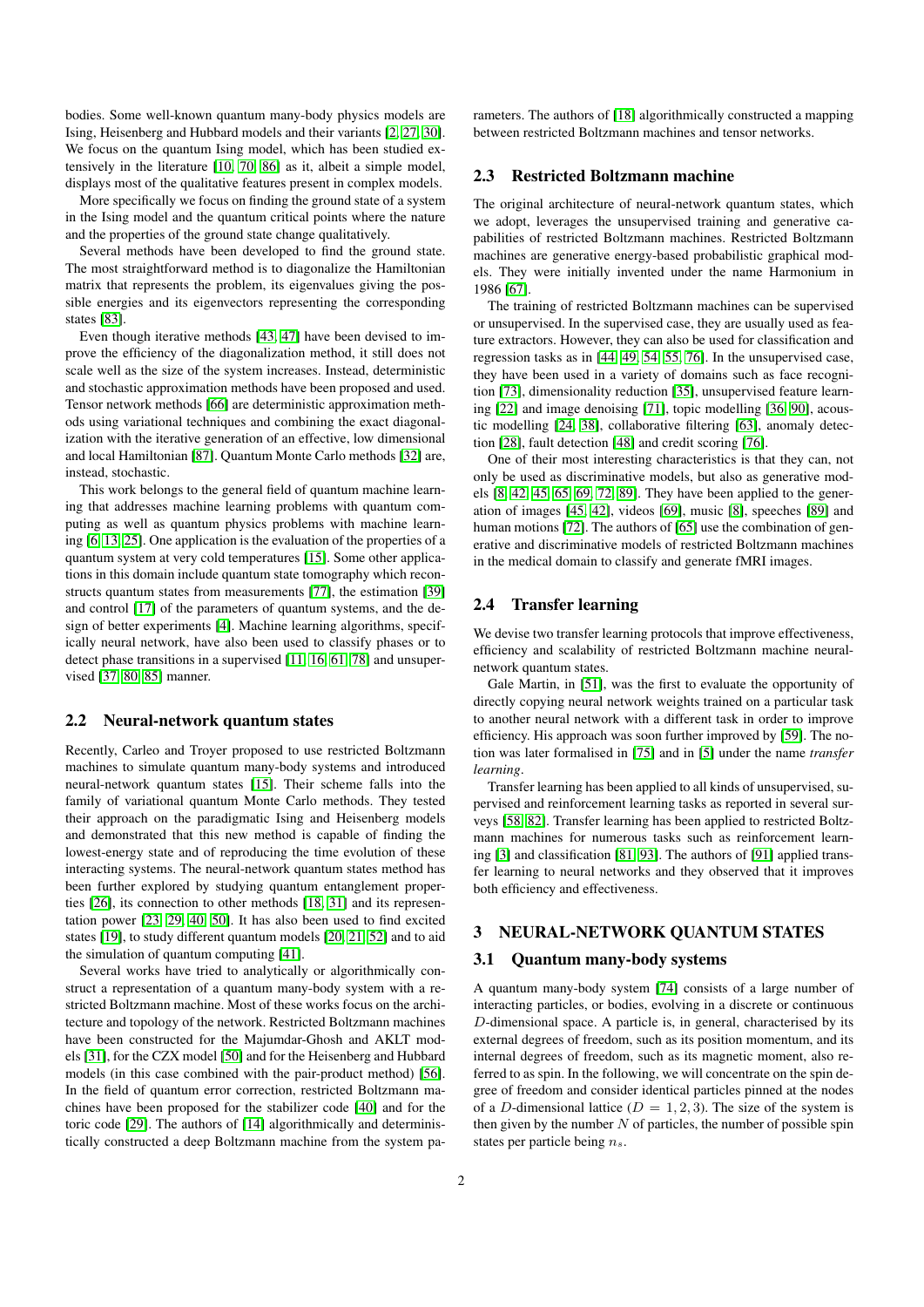bodies. Some well-known quantum many-body physics models are Ising, Heisenberg and Hubbard models and their variants [2, 27, 30]. We focus on the quantum Ising model, which has been studied extensively in the literature [10, 70, 86] as it, albeit a simple model, displays most of the qualitative features present in complex models.

More specifically we focus on finding the ground state of a system in the Ising model and the quantum critical points where the nature and the properties of the ground state change qualitatively.

Several methods have been developed to find the ground state. The most straightforward method is to diagonalize the Hamiltonian matrix that represents the problem, its eigenvalues giving the possible energies and its eigenvectors representing the corresponding states [83].

Even though iterative methods [43, 47] have been devised to improve the efficiency of the diagonalization method, it still does not scale well as the size of the system increases. Instead, deterministic and stochastic approximation methods have been proposed and used. Tensor network methods [66] are deterministic approximation methods using variational techniques and combining the exact diagonalization with the iterative generation of an effective, low dimensional and local Hamiltonian [87]. Quantum Monte Carlo methods [32] are, instead, stochastic.

This work belongs to the general field of quantum machine learning that addresses machine learning problems with quantum computing as well as quantum physics problems with machine learning [6, 13, 25]. One application is the evaluation of the properties of a quantum system at very cold temperatures [15]. Some other applications in this domain include quantum state tomography which reconstructs quantum states from measurements [77], the estimation [39] and control [17] of the parameters of quantum systems, and the design of better experiments [4]. Machine learning algorithms, specifically neural network, have also been used to classify phases or to detect phase transitions in a supervised [11, 16, 61, 78] and unsupervised [37, 80, 85] manner.

## 2.2 Neural-network quantum states

Recently, Carleo and Troyer proposed to use restricted Boltzmann machines to simulate quantum many-body systems and introduced neural-network quantum states [15]. Their scheme falls into the family of variational quantum Monte Carlo methods. They tested their approach on the paradigmatic Ising and Heisenberg models and demonstrated that this new method is capable of finding the lowest-energy state and of reproducing the time evolution of these interacting systems. The neural-network quantum states method has been further explored by studying quantum entanglement properties [26], its connection to other methods [18, 31] and its representation power [23, 29, 40, 50]. It has also been used to find excited states [19], to study different quantum models [20, 21, 52] and to aid the simulation of quantum computing [41].

Several works have tried to analytically or algorithmically construct a representation of a quantum many-body system with a restricted Boltzmann machine. Most of these works focus on the architecture and topology of the network. Restricted Boltzmann machines have been constructed for the Majumdar-Ghosh and AKLT models [31], for the CZX model [50] and for the Heisenberg and Hubbard models (in this case combined with the pair-product method) [56]. In the field of quantum error correction, restricted Boltzmann machines have been proposed for the stabilizer code [40] and for the toric code [29]. The authors of [14] algorithmically and deterministically constructed a deep Boltzmann machine from the system parameters. The authors of [18] algorithmically constructed a mapping between restricted Boltzmann machines and tensor networks.

## 2.3 Restricted Boltzmann machine

The original architecture of neural-network quantum states, which we adopt, leverages the unsupervised training and generative capabilities of restricted Boltzmann machines. Restricted Boltzmann machines are generative energy-based probabilistic graphical models. They were initially invented under the name Harmonium in 1986 [67].

The training of restricted Boltzmann machines can be supervised or unsupervised. In the supervised case, they are usually used as feature extractors. However, they can also be used for classification and regression tasks as in [44, 49, 54, 55, 76]. In the unsupervised case, they have been used in a variety of domains such as face recognition [73], dimensionality reduction [35], unsupervised feature learning [22] and image denoising [71], topic modelling [36, 90], acoustic modelling [24, 38], collaborative filtering [63], anomaly detection [28], fault detection [48] and credit scoring [76].

One of their most interesting characteristics is that they can, not only be used as discriminative models, but also as generative models [8, 42, 45, 65, 69, 72, 89]. They have been applied to the generation of images [45, 42], videos [69], music [8], speeches [89] and human motions [72]. The authors of [65] use the combination of generative and discriminative models of restricted Boltzmann machines in the medical domain to classify and generate fMRI images.

## 2.4 Transfer learning

We devise two transfer learning protocols that improve effectiveness, efficiency and scalability of restricted Boltzmann machine neural-network quantum states.

Gale Martin, in [51], was the first to evaluate the opportunity of directly copying neural network weights trained on a particular task to another neural network with a different task in order to improve efficiency. His approach was soon further improved by [59]. The notion was later formalised in [75] and in [5] under the name *transfer learning*.

Transfer learning has been applied to all kinds of unsupervised, supervised and reinforcement learning tasks as reported in several surveys [58, 82]. Transfer learning has been applied to restricted Boltzmann machines for numerous tasks such as reinforcement learning [3] and classification [81, 93]. The authors of [91] applied transfer learning to neural networks and they observed that it improves both efficiency and effectiveness.

# 3 NEURAL-NETWORK QUANTUM STATES

## 3.1 Quantum many-body systems

A quantum many-body system [74] consists of a large number of interacting particles, or bodies, evolving in a discrete or continuous $D$-dimensional space. A particle is, in general, characterised by its external degrees of freedom, such as its position momentum, and its internal degrees of freedom, such as its magnetic moment, also referred to as spin. In the following, we will concentrate on the spin degree of freedom and consider identical particles pinned at the nodes of a $D$-dimensional lattice ($D = 1, 2, 3$). The size of the system is then given by the number $N$ of particles, the number of possible spin states per particle being $n_s$.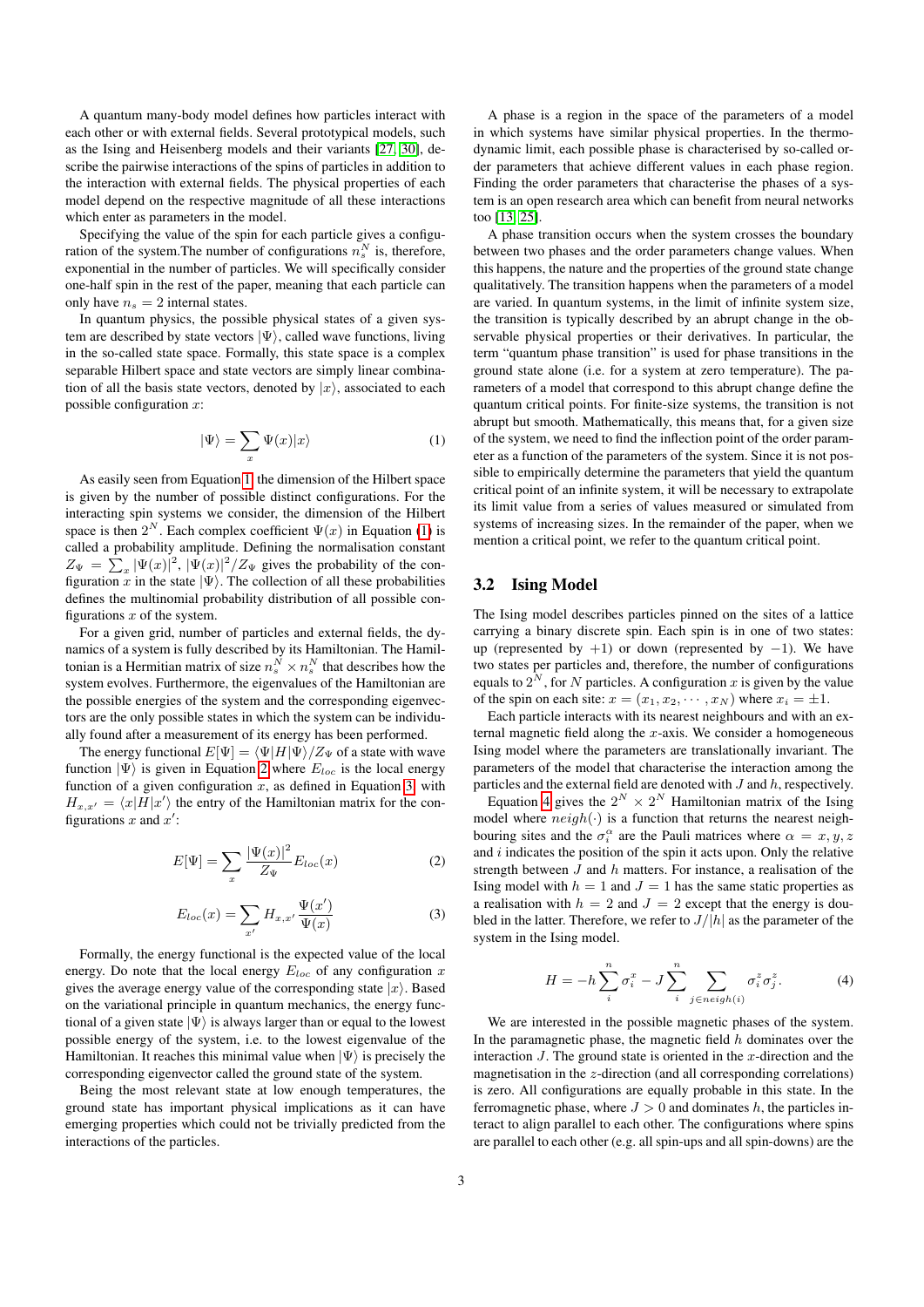A quantum many-body model defines how particles interact with each other or with external fields. Several prototypical models, such as the Ising and Heisenberg models and their variants [27, 30], describe the pairwise interactions of the spins of particles in addition to the interaction with external fields. The physical properties of each model depend on the respective magnitude of all these interactions which enter as parameters in the model.

Specifying the value of the spin for each particle gives a configuration of the system.The number of configurations $n_s^N$ is, therefore, exponential in the number of particles. We will specifically consider one-half spin in the rest of the paper, meaning that each particle can only have $n_s = 2$ internal states.

In quantum physics, the possible physical states of a given system are described by state vectors $|\Psi\rangle$, called wave functions, living in the so-called state space. Formally, this state space is a complex separable Hilbert space and state vectors are simply linear combination of all the basis state vectors, denoted by $|x\rangle$, associated to each possible configuration $x$:

$$|\Psi\rangle = \sum_x \Psi(x)|x\rangle \tag{1}$$

As easily seen from Equation 1, the dimension of the Hilbert space is given by the number of possible distinct configurations. For the interacting spin systems we consider, the dimension of the Hilbert space is then $2^N$. Each complex coefficient $\Psi(x)$ in Equation (1) is called a probability amplitude. Defining the normalisation constant $Z_\Psi = \sum_x |\Psi(x)|^2$, $|\Psi(x)|^2/Z_\Psi$ gives the probability of the configuration $x$ in the state $|\Psi\rangle$. The collection of all these probabilities defines the multinomial probability distribution of all possible configurations $x$ of the system.

For a given grid, number of particles and external fields, the dynamics of a system is fully described by its Hamiltonian. The Hamiltonian is a Hermitian matrix of size $n_s^N \times n_s^N$ that describes how the system evolves. Furthermore, the eigenvalues of the Hamiltonian are the possible energies of the system and the corresponding eigenvectors are the only possible states in which the system can be individually found after a measurement of its energy has been performed.

The energy functional $E[\Psi] = \langle\Psi|H|\Psi\rangle/Z_\Psi$ of a state with wave function $|\Psi\rangle$ is given in Equation 2 where $E_{loc}$ is the local energy function of a given configuration $x$, as defined in Equation 3, with $H_{x,x'} = \langle x|H|x'\rangle$ the entry of the Hamiltonian matrix for the configurations $x$ and $x'$:

$$E[\Psi] = \sum_x \frac{|\Psi(x)|^2}{Z_\Psi} E_{loc}(x) \tag{2}$$

$$E_{loc}(x) = \sum_{x'} H_{x,x'} \frac{\Psi(x')}{\Psi(x)} \tag{3}$$

Formally, the energy functional is the expected value of the local energy. Do note that the local energy $E_{loc}$ of any configuration $x$ gives the average energy value of the corresponding state $|x\rangle$. Based on the variational principle in quantum mechanics, the energy functional of a given state $|\Psi\rangle$ is always larger than or equal to the lowest possible energy of the system, i.e. to the lowest eigenvalue of the Hamiltonian. It reaches this minimal value when $|\Psi\rangle$ is precisely the corresponding eigenvector called the ground state of the system.

Being the most relevant state at low enough temperatures, the ground state has important physical implications as it can have emerging properties which could not be trivially predicted from the interactions of the particles.

A phase is a region in the space of the parameters of a model in which systems have similar physical properties. In the thermodynamic limit, each possible phase is characterised by so-called order parameters that achieve different values in each phase region. Finding the order parameters that characterise the phases of a system is an open research area which can benefit from neural networks too [13, 25].

A phase transition occurs when the system crosses the boundary between two phases and the order parameters change values. When this happens, the nature and the properties of the ground state change qualitatively. The transition happens when the parameters of a model are varied. In quantum systems, in the limit of infinite system size, the transition is typically described by an abrupt change in the observable physical properties or their derivatives. In particular, the term "quantum phase transition" is used for phase transitions in the ground state alone (i.e. for a system at zero temperature). The parameters of a model that correspond to this abrupt change define the quantum critical points. For finite-size systems, the transition is not abrupt but smooth. Mathematically, this means that, for a given size of the system, we need to find the inflection point of the order parameter as a function of the parameters of the system. Since it is not possible to empirically determine the parameters that yield the quantum critical point of an infinite system, it will be necessary to extrapolate its limit value from a series of values measured or simulated from systems of increasing sizes. In the remainder of the paper, when we mention a critical point, we refer to the quantum critical point.

## 3.2 Ising Model

The Ising model describes particles pinned on the sites of a lattice carrying a binary discrete spin. Each spin is in one of two states: up (represented by $+1$) or down (represented by $-1$). We have two states per particles and, therefore, the number of configurations equals to $2^N$, for $N$ particles. A configuration $x$ is given by the value of the spin on each site: $x = (x_1, x_2, \cdots, x_N)$ where $x_i = \pm 1$.

Each particle interacts with its nearest neighbours and with an external magnetic field along the $x$-axis. We consider a homogeneous Ising model where the parameters are translationally invariant. The parameters of the model that characterise the interaction among the particles and the external field are denoted with $J$ and $h$, respectively.

Equation 4 gives the $2^N \times 2^N$ Hamiltonian matrix of the Ising model where $neigh(\cdot)$ is a function that returns the nearest neighbouring sites and the $\sigma_i^\alpha$ are the Pauli matrices where $\alpha = x, y, z$ and $i$ indicates the position of the spin it acts upon. Only the relative strength between $J$ and $h$ matters. For instance, a realisation of the Ising model with $h = 1$ and $J = 1$ has the same static properties as a realisation with $h = 2$ and $J = 2$ except that the energy is doubled in the latter. Therefore, we refer to $J/|h|$ as the parameter of the system in the Ising model.

$$H = -h\sum_i^n \sigma_i^x - J\sum_i^n \sum_{j \in neigh(i)} \sigma_i^z \sigma_j^z. \tag{4}$$

We are interested in the possible magnetic phases of the system. In the paramagnetic phase, the magnetic field $h$ dominates over the interaction $J$. The ground state is oriented in the $x$-direction and the magnetisation in the $z$-direction (and all corresponding correlations) is zero. All configurations are equally probable in this state. In the ferromagnetic phase, where $J > 0$ and dominates $h$, the particles interact to align parallel to each other. The configurations where spins are parallel to each other (e.g. all spin-ups and all spin-downs) are the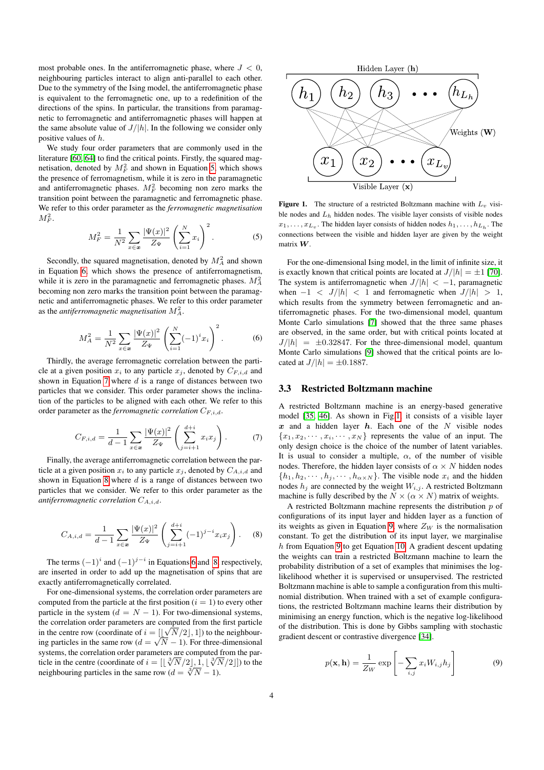most probable ones. In the antiferromagnetic phase, where $J < 0$, neighbouring particles interact to align anti-parallel to each other. Due to the symmetry of the Ising model, the antiferromagnetic phase is equivalent to the ferromagnetic one, up to a redefinition of the directions of the spins. In particular, the transitions from paramagnetic to ferromagnetic and antiferromagnetic phases will happen at the same absolute value of $J/|h|$. In the following we consider only positive values of $h$.

We study four order parameters that are commonly used in the literature [60, 64] to find the critical points. Firstly, the squared magnetisation, denoted by $M_F^2$ and shown in Equation 5, which shows the presence of ferromagnetism, while it is zero in the paramagnetic and antiferromagnetic phases. $M_F^2$ becoming non zero marks the transition point between the paramagnetic and ferromagnetic phase. We refer to this order parameter as the *ferromagnetic magnetisation* $M_F^2$.

$$M_F^2 = \frac{1}{N^2} \sum_{x \in \boldsymbol{x}} \frac{|\Psi(x)|^2}{Z_\Psi} \left( \sum_{i=1}^{N} x_i \right)^2. \tag{5}$$

Secondly, the squared magnetisation, denoted by $M_A^2$ and shown in Equation 6, which shows the presence of antiferromagnetism, while it is zero in the paramagnetic and ferromagnetic phases. $M_A^2$ becoming non zero marks the transition point between the paramagnetic and antiferromagnetic phase. We refer to this order parameter as the *antiferromagnetic magnetisation* $M_A^2$.

$$M_A^2 = \frac{1}{N^2} \sum_{x \in \boldsymbol{x}} \frac{|\Psi(x)|^2}{Z_\Psi} \left( \sum_{i=1}^{N} (-1)^i x_i \right)^2. \tag{6}$$

Thirdly, the average ferromagnetic correlation between the particle at a given position $x_i$ to any particle $x_j$, denoted by $C_{F,i,d}$ and shown in Equation 7 where $d$ is a range of distances between two particles that we consider. This order parameter shows the inclination of the particles to be aligned with each other. We refer to this order parameter as the *ferromagnetic correlation* $C_{F,i,d}$.

$$C_{F,i,d} = \frac{1}{d-1} \sum_{x \in \boldsymbol{x}} \frac{|\Psi(x)|^2}{Z_\Psi} \left( \sum_{j=i+1}^{d+i} x_i x_j \right). \tag{7}$$

Finally, the average antiferromagnetic correlation between the particle at a given position $x_i$ to any particle $x_j$, denoted by $C_{A,i,d}$ and shown in Equation 8 where $d$ is a range of distances between two particles that we consider. We refer to this order parameter as the *antiferromagnetic correlation* $C_{A,i,d}$.

$$C_{A,i,d} = \frac{1}{d-1} \sum_{x \in \boldsymbol{x}} \frac{|\Psi(x)|^2}{Z_\Psi} \left( \sum_{j=i+1}^{d+i} (-1)^{j-i} x_i x_j \right). \tag{8}$$

The terms $(-1)^i$ and $(-1)^{j-i}$ in Equations 6 and 8, respectively, are inserted in order to add up the magnetisation of spins that are exactly antiferromagnetically correlated.

For one-dimensional systems, the correlation order parameters are computed from the particle at the first position ($i = 1$) to every other particle in the system ($d = N - 1$). For two-dimensional systems, the correlation order parameters are computed from the first particle in the centre row (coordinate of $i = [\lfloor \sqrt{N}/2 \rfloor, 1]$) to the neighbouring particles in the same row ($d = \sqrt{N} - 1$). For three-dimensional systems, the correlation order parameters are computed from the particle in the centre (coordinate of $i = [\lfloor \sqrt[3]{N}/2 \rfloor, 1, \lfloor \sqrt[3]{N}/2 \rfloor]$) to the neighbouring particles in the same row ($d = \sqrt[3]{N} - 1$).

Figure 1. The structure of a restricted Boltzmann machine with $L_v$ visible nodes and $L_h$ hidden nodes. The visible layer consists of visible nodes $x_1, \ldots, x_{L_v}$. The hidden layer consists of hidden nodes $h_1, \ldots, h_{L_h}$. The connections between the visible and hidden layer are given by the weight matrix $\boldsymbol{W}$.

For the one-dimensional Ising model, in the limit of infinite size, it is exactly known that critical points are located at $J/|h| = \pm 1$ [70]. The system is antiferromagnetic when $J/|h| < -1$, paramagnetic when $-1 < J/|h| < 1$ and ferromagnetic when $J/|h| > 1$, which results from the symmetry between ferromagnetic and antiferromagnetic phases. For the two-dimensional model, quantum Monte Carlo simulations [7] showed that the three same phases are observed, in the same order, but with critical points located at $J/|h| = \pm 0.32847$. For the three-dimensional model, quantum Monte Carlo simulations [9] showed that the critical points are located at $J/|h| = \pm 0.1887$.

### 3.3 Restricted Boltzmann machine

A restricted Boltzmann machine is an energy-based generative model [35, 46]. As shown in Fig 1, it consists of a visible layer $\boldsymbol{x}$ and a hidden layer $\boldsymbol{h}$. Each one of the $N$ visible nodes $\{x_1, x_2, \cdots, x_i, \cdots, x_N\}$ represents the value of an input. The only design choice is the choice of the number of latent variables. It is usual to consider a multiple, $\alpha$, of the number of visible nodes. Therefore, the hidden layer consists of $\alpha \times N$ hidden nodes $\{h_1, h_2, \cdots, h_j, \cdots, h_{\alpha \times N}\}$. The visible node $x_i$ and the hidden nodes $h_j$ are connected by the weight $W_{i,j}$. A restricted Boltzmann machine is fully described by the $N \times (\alpha \times N)$ matrix of weights.

A restricted Boltzmann machine represents the distribution $p$ of configurations of its input layer and hidden layer as a function of its weights as given in Equation 9, where $Z_W$ is the normalisation constant. To get the distribution of its input layer, we marginalise $h$ from Equation 9 to get Equation 10. A gradient descent updating the weights can train a restricted Boltzmann machine to learn the probability distribution of a set of examples that minimises the log-likelihood whether it is supervised or unsupervised. The restricted Boltzmann machine is able to sample a configuration from this multinomial distribution. When trained with a set of example configurations, the restricted Boltzmann machine learns their distribution by minimising an energy function, which is the negative log-likelihood of the distribution. This is done by Gibbs sampling with stochastic gradient descent or contrastive divergence [34].

$$p(\mathbf{x}, \mathbf{h}) = \frac{1}{Z_W} \exp\left[ -\sum_{i,j} x_i W_{i,j} h_j \right] \tag{9}$$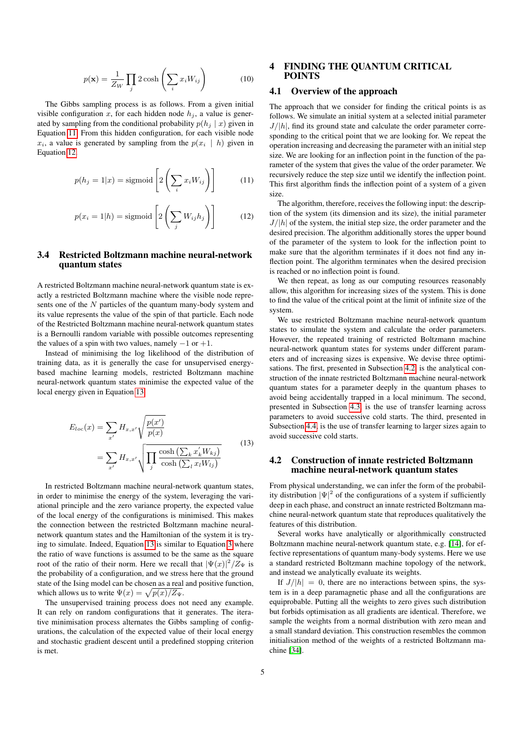$$p(\mathbf{x}) = \frac{1}{Z_W} \prod_j 2\cosh\left(\sum_i x_i W_{ij}\right) \tag{10}$$

The Gibbs sampling process is as follows. From a given initial visible configuration $x$, for each hidden node $h_j$, a value is generated by sampling from the conditional probability $p(h_j \mid x)$ given in Equation 11. From this hidden configuration, for each visible node $x_i$, a value is generated by sampling from the $p(x_i \mid h)$ given in Equation 12.

$$p(h_j = 1|x) = \text{sigmoid}\left[2\left(\sum_i x_i W_{ij}\right)\right] \tag{11}$$

$$p(x_i = 1|h) = \text{sigmoid}\left[2\left(\sum_j W_{ij} h_j\right)\right] \tag{12}$$

### 3.4 Restricted Boltzmann machine neural-network quantum states

A restricted Boltzmann machine neural-network quantum state is exactly a restricted Boltzmann machine where the visible node represents one of the $N$ particles of the quantum many-body system and its value represents the value of the spin of that particle. Each node of the Restricted Boltzmann machine neural-network quantum states is a Bernoulli random variable with possible outcomes representing the values of a spin with two values, namely $-1$ or $+1$.

Instead of minimising the log likelihood of the distribution of training data, as it is generally the case for unsupervised energy-based machine learning models, restricted Boltzmann machine neural-network quantum states minimise the expected value of the local energy given in Equation 13.

$$\begin{aligned} E_{loc}(x) &= \sum_{x'} H_{x,x'} \sqrt{\frac{p(x')}{p(x)}} \\ &= \sum_{x'} H_{x,x'} \sqrt{\prod_j \frac{\cosh\left(\sum_k x_k' W_{kj}\right)}{\cosh\left(\sum_l x_l W_{lj}\right)}} \end{aligned} \tag{13}$$

In restricted Boltzmann machine neural-network quantum states, in order to minimise the energy of the system, leveraging the variational principle and the zero variance property, the expected value of the local energy of the configurations is minimised. This makes the connection between the restricted Boltzmann machine neural-network quantum states and the Hamiltonian of the system it is trying to simulate. Indeed, Equation 13 is similar to Equation 3 where the ratio of wave functions is assumed to be the same as the square root of the ratio of their norm. Here we recall that $|\Psi(x)|^2/Z_\Psi$ is the probability of a configuration, and we stress here that the ground state of the Ising model can be chosen as a real and positive function, which allows us to write $\Psi(x) = \sqrt{p(x)/Z_\Psi}$.

The unsupervised training process does not need any example. It can rely on random configurations that it generates. The iterative minimisation process alternates the Gibbs sampling of configurations, the calculation of the expected value of their local energy and stochastic gradient descent until a predefined stopping criterion is met.

## 4 FINDING THE QUANTUM CRITICAL POINTS

### 4.1 Overview of the approach

The approach that we consider for finding the critical points is as follows. We simulate an initial system at a selected initial parameter $J/|h|$, find its ground state and calculate the order parameter corresponding to the critical point that we are looking for. We repeat the operation increasing and decreasing the parameter with an initial step size. We are looking for an inflection point in the function of the parameter of the system that gives the value of the order parameter. We recursively reduce the step size until we identify the inflection point. This first algorithm finds the inflection point of a system of a given size.

The algorithm, therefore, receives the following input: the description of the system (its dimension and its size), the initial parameter $J/|h|$ of the system, the initial step size, the order parameter and the desired precision. The algorithm additionally stores the upper bound of the parameter of the system to look for the inflection point to make sure that the algorithm terminates if it does not find any inflection point. The algorithm terminates when the desired precision is reached or no inflection point is found.

We then repeat, as long as our computing resources reasonably allow, this algorithm for increasing sizes of the system. This is done to find the value of the critical point at the limit of infinite size of the system.

We use restricted Boltzmann machine neural-network quantum states to simulate the system and calculate the order parameters. However, the repeated training of restricted Boltzmann machine neural-network quantum states for systems under different parameters and of increasing sizes is expensive. We devise three optimisations. The first, presented in Subsection 4.2, is the analytical construction of the innate restricted Boltzmann machine neural-network quantum states for a parameter deeply in the quantum phases to avoid being accidentally trapped in a local minimum. The second, presented in Subsection 4.3, is the use of transfer learning across parameters to avoid successive cold starts. The third, presented in Subsection 4.4, is the use of transfer learning to larger sizes again to avoid successive cold starts.

### 4.2 Construction of innate restricted Boltzmann machine neural-network quantum states

From physical understanding, we can infer the form of the probability distribution $|\Psi|^2$ of the configurations of a system if sufficiently deep in each phase, and construct an innate restricted Boltzmann machine neural-network quantum state that reproduces qualitatively the features of this distribution.

Several works have analytically or algorithmically constructed Boltzmann machine neural-network quantum state, e.g. [14], for effective representations of quantum many-body systems. Here we use a standard restricted Boltzmann machine topology of the network, and instead we analytically evaluate its weights.

If $J/|h| = 0$, there are no interactions between spins, the system is in a deep paramagnetic phase and all the configurations are equiprobable. Putting all the weights to zero gives such distribution but forbids optimisation as all gradients are identical. Therefore, we sample the weights from a normal distribution with zero mean and a small standard deviation. This construction resembles the common initialisation method of the weights of a restricted Boltzmann machine [34].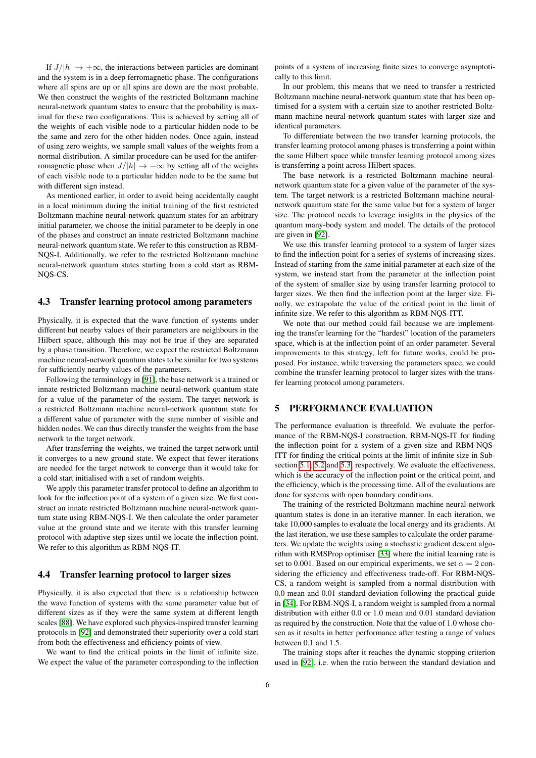If $J/|h| \to +\infty$, the interactions between particles are dominant and the system is in a deep ferromagnetic phase. The configurations where all spins are up or all spins are down are the most probable. We then construct the weights of the restricted Boltzmann machine neural-network quantum states to ensure that the probability is maximal for these two configurations. This is achieved by setting all of the weights of each visible node to a particular hidden node to be the same and zero for the other hidden nodes. Once again, instead of using zero weights, we sample small values of the weights from a normal distribution. A similar procedure can be used for the antiferromagnetic phase when $J/|h| \to -\infty$ by setting all of the weights of each visible node to a particular hidden node to be the same but with different sign instead.

As mentioned earlier, in order to avoid being accidentally caught in a local minimum during the initial training of the first restricted Boltzmann machine neural-network quantum states for an arbitrary initial parameter, we choose the initial parameter to be deeply in one of the phases and construct an innate restricted Boltzmann machine neural-network quantum state. We refer to this construction as RBM-NQS-I. Additionally, we refer to the restricted Boltzmann machine neural-network quantum states starting from a cold start as RBM-NQS-CS.

### 4.3 Transfer learning protocol among parameters

Physically, it is expected that the wave function of systems under different but nearby values of their parameters are neighbours in the Hilbert space, although this may not be true if they are separated by a phase transition. Therefore, we expect the restricted Boltzmann machine neural-network quantum states to be similar for two systems for sufficiently nearby values of the parameters.

Following the terminology in [91], the base network is a trained or innate restricted Boltzmann machine neural-network quantum state for a value of the parameter of the system. The target network is a restricted Boltzmann machine neural-network quantum state for a different value of parameter with the same number of visible and hidden nodes. We can thus directly transfer the weights from the base network to the target network.

After transferring the weights, we trained the target network until it converges to a new ground state. We expect that fewer iterations are needed for the target network to converge than it would take for a cold start initialised with a set of random weights.

We apply this parameter transfer protocol to define an algorithm to look for the inflection point of a system of a given size. We first construct an innate restricted Boltzmann machine neural-network quantum state using RBM-NQS-I. We then calculate the order parameter value at the ground state and we iterate with this transfer learning protocol with adaptive step sizes until we locate the inflection point. We refer to this algorithm as RBM-NQS-IT.

### 4.4 Transfer learning protocol to larger sizes

Physically, it is also expected that there is a relationship between the wave function of systems with the same parameter value but of different sizes as if they were the same system at different length scales [88]. We have explored such physics-inspired transfer learning protocols in [92] and demonstrated their superiority over a cold start from both the effectiveness and efficiency points of view.

We want to find the critical points in the limit of infinite size. We expect the value of the parameter corresponding to the inflection points of a system of increasing finite sizes to converge asymptotically to this limit.

In our problem, this means that we need to transfer a restricted Boltzmann machine neural-network quantum state that has been optimised for a system with a certain size to another restricted Boltzmann machine neural-network quantum states with larger size and identical parameters.

To differentiate between the two transfer learning protocols, the transfer learning protocol among phases is transferring a point within the same Hilbert space while transfer learning protocol among sizes is transferring a point across Hilbert spaces.

The base network is a restricted Boltzmann machine neural-network quantum state for a given value of the parameter of the system. The target network is a restricted Boltzmann machine neural-network quantum state for the same value but for a system of larger size. The protocol needs to leverage insights in the physics of the quantum many-body system and model. The details of the protocol are given in [92].

We use this transfer learning protocol to a system of larger sizes to find the inflection point for a series of systems of increasing sizes. Instead of starting from the same initial parameter at each size of the system, we instead start from the parameter at the inflection point of the system of smaller size by using transfer learning protocol to larger sizes. We then find the inflection point at the larger size. Finally, we extrapolate the value of the critical point in the limit of infinite size. We refer to this algorithm as RBM-NQS-ITT.

We note that our method could fail because we are implementing the transfer learning for the "hardest" location of the parameters space, which is at the inflection point of an order parameter. Several improvements to this strategy, left for future works, could be proposed. For instance, while traversing the parameters space, we could combine the transfer learning protocol to larger sizes with the transfer learning protocol among parameters.

## 5 PERFORMANCE EVALUATION

The performance evaluation is threefold. We evaluate the performance of the RBM-NQS-I construction, RBM-NQS-IT for finding the inflection point for a system of a given size and RBM-NQS-ITT for finding the critical points at the limit of infinite size in Subsection 5.1, 5.2 and 5.3, respectively. We evaluate the effectiveness, which is the accuracy of the inflection point or the critical point, and the efficiency, which is the processing time. All of the evaluations are done for systems with open boundary conditions.

The training of the restricted Boltzmann machine neural-network quantum states is done in an iterative manner. In each iteration, we take 10,000 samples to evaluate the local energy and its gradients. At the last iteration, we use these samples to calculate the order parameters. We update the weights using a stochastic gradient descent algorithm with RMSProp optimiser [33] where the initial learning rate is set to 0.001. Based on our empirical experiments, we set $\alpha = 2$ considering the efficiency and effectiveness trade-off. For RBM-NQS-CS, a random weight is sampled from a normal distribution with 0.0 mean and 0.01 standard deviation following the practical guide in [34]. For RBM-NQS-I, a random weight is sampled from a normal distribution with either 0.0 or 1.0 mean and 0.01 standard deviation as required by the construction. Note that the value of 1.0 whose chosen as it results in better performance after testing a range of values between 0.1 and 1.5.

The training stops after it reaches the dynamic stopping criterion used in [92], i.e. when the ratio between the standard deviation and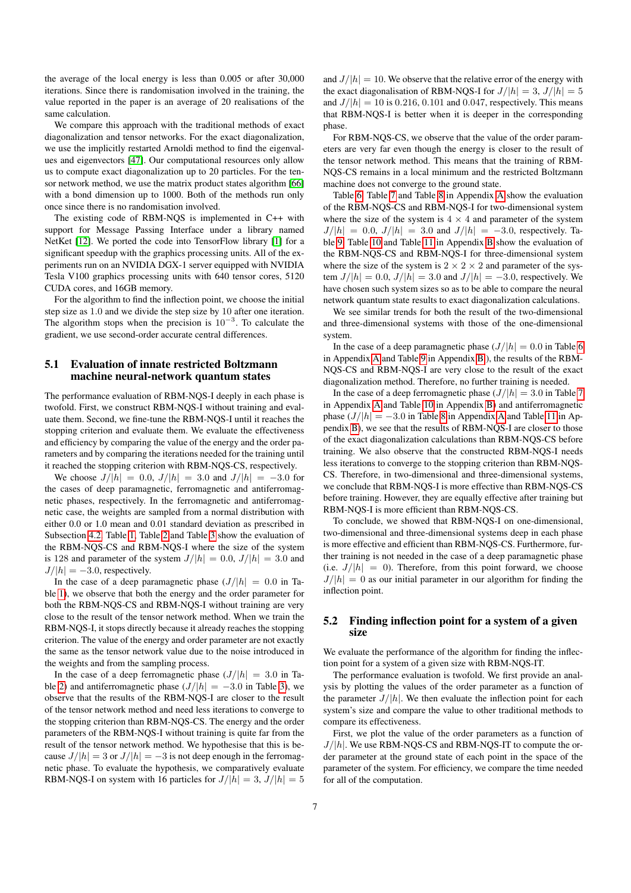the average of the local energy is less than 0.005 or after 30,000 iterations. Since there is randomisation involved in the training, the value reported in the paper is an average of 20 realisations of the same calculation.

We compare this approach with the traditional methods of exact diagonalization and tensor networks. For the exact diagonalization, we use the implicitly restarted Arnoldi method to find the eigenvalues and eigenvectors [47]. Our computational resources only allow us to compute exact diagonalization up to 20 particles. For the tensor network method, we use the matrix product states algorithm [66] with a bond dimension up to 1000. Both of the methods run only once since there is no randomisation involved.

The existing code of RBM-NQS is implemented in C++ with support for Message Passing Interface under a library named NetKet [12]. We ported the code into TensorFlow library [1] for a significant speedup with the graphics processing units. All of the experiments run on an NVIDIA DGX-1 server equipped with NVIDIA Tesla V100 graphics processing units with 640 tensor cores, 5120 CUDA cores, and 16GB memory.

For the algorithm to find the inflection point, we choose the initial step size as 1.0 and we divide the step size by 10 after one iteration. The algorithm stops when the precision is $10^{-3}$. To calculate the gradient, we use second-order accurate central differences.

## 5.1 Evaluation of innate restricted Boltzmann machine neural-network quantum states

The performance evaluation of RBM-NQS-I deeply in each phase is twofold. First, we construct RBM-NQS-I without training and evaluate them. Second, we fine-tune the RBM-NQS-I until it reaches the stopping criterion and evaluate them. We evaluate the effectiveness and efficiency by comparing the value of the energy and the order parameters and by comparing the iterations needed for the training until it reached the stopping criterion with RBM-NQS-CS, respectively.

We choose $J/|h| = 0.0$, $J/|h| = 3.0$ and $J/|h| = -3.0$ for the cases of deep paramagnetic, ferromagnetic and antiferromagnetic phases, respectively. In the ferromagnetic and antiferromagnetic case, the weights are sampled from a normal distribution with either 0.0 or 1.0 mean and 0.01 standard deviation as prescribed in Subsection 4.2. Table 1, Table 2 and Table 3 show the evaluation of the RBM-NQS-CS and RBM-NQS-I where the size of the system is 128 and parameter of the system $J/|h| = 0.0$, $J/|h| = 3.0$ and $J/|h| = -3.0$, respectively.

In the case of a deep paramagnetic phase ($J/|h| = 0.0$ in Table 1), we observe that both the energy and the order parameter for both the RBM-NQS-CS and RBM-NQS-I without training are very close to the result of the tensor network method. When we train the RBM-NQS-I, it stops directly because it already reaches the stopping criterion. The value of the energy and order parameter are not exactly the same as the tensor network value due to the noise introduced in the weights and from the sampling process.

In the case of a deep ferromagnetic phase ($J/|h| = 3.0$ in Table 2) and antiferromagnetic phase ($J/|h| = -3.0$ in Table 3), we observe that the results of the RBM-NQS-I are closer to the result of the tensor network method and need less iterations to converge to the stopping criterion than RBM-NQS-CS. The energy and the order parameters of the RBM-NQS-I without training is quite far from the result of the tensor network method. We hypothesise that this is because $J/|h| = 3$ or $J/|h| = -3$ is not deep in the ferromagnetic phase. To evaluate the hypothesis, we comparatively evaluate RBM-NQS-I on system with 16 particles for $J/|h| = 3$, $J/|h| = 5$ and $J/|h| = 10$. We observe that the relative error of the energy with the exact diagonalisation of RBM-NQS-I for $J/|h| = 3$, $J/|h| = 5$ and $J/|h| = 10$ is 0.216, 0.101 and 0.047, respectively. This means that RBM-NQS-I is better when it is deeper in the corresponding phase.

For RBM-NQS-CS, we observe that the value of the order parameters are very far even though the energy is closer to the result of the tensor network method. This means that the training of RBM-NQS-CS remains in a local minimum and the restricted Boltzmann machine does not converge to the ground state.

Table 6, Table 7 and Table 8 in Appendix A show the evaluation of the RBM-NQS-CS and RBM-NQS-I for two-dimensional system where the size of the system is $4 \times 4$ and parameter of the system $J/|h| = 0.0$, $J/|h| = 3.0$ and $J/|h| = -3.0$, respectively. Table 9, Table 10 and Table 11 in Appendix B show the evaluation of the RBM-NQS-CS and RBM-NQS-I for three-dimensional system where the size of the system is $2 \times 2 \times 2$ and parameter of the system $J/|h| = 0.0$, $J/|h| = 3.0$ and $J/|h| = -3.0$, respectively. We have chosen such system sizes so as to be able to compare the neural network quantum state results to exact diagonalization calculations.

We see similar trends for both the result of the two-dimensional and three-dimensional systems with those of the one-dimensional system.

In the case of a deep paramagnetic phase ($J/|h| = 0.0$ in Table 6 in Appendix A and Table 9 in Appendix B), the results of the RBM-NQS-CS and RBM-NQS-I are very close to the result of the exact diagonalization method. Therefore, no further training is needed.

In the case of a deep ferromagnetic phase ($J/|h| = 3.0$ in Table 7 in Appendix A and Table 10 in Appendix B) and antiferromagnetic phase ($J/|h| = -3.0$ in Table 8 in Appendix A and Table 11 in Appendix B), we see that the results of RBM-NQS-I are closer to those of the exact diagonalization calculations than RBM-NQS-CS before training. We also observe that the constructed RBM-NQS-I needs less iterations to converge to the stopping criterion than RBM-NQS-CS. Therefore, in two-dimensional and three-dimensional systems, we conclude that RBM-NQS-I is more effective than RBM-NQS-CS before training. However, they are equally effective after training but RBM-NQS-I is more efficient than RBM-NQS-CS.

To conclude, we showed that RBM-NQS-I on one-dimensional, two-dimensional and three-dimensional systems deep in each phase is more effective and efficient than RBM-NQS-CS. Furthermore, further training is not needed in the case of a deep paramagnetic phase (i.e. $J/|h| = 0$). Therefore, from this point forward, we choose $J/|h| = 0$ as our initial parameter in our algorithm for finding the inflection point.

## 5.2 Finding inflection point for a system of a given size

We evaluate the performance of the algorithm for finding the inflection point for a system of a given size with RBM-NQS-IT.

The performance evaluation is twofold. We first provide an analysis by plotting the values of the order parameter as a function of the parameter $J/|h|$. We then evaluate the inflection point for each system's size and compare the value to other traditional methods to compare its effectiveness.

First, we plot the value of the order parameters as a function of $J/|h|$. We use RBM-NQS-CS and RBM-NQS-IT to compute the order parameter at the ground state of each point in the space of the parameter of the system. For efficiency, we compare the time needed for all of the computation.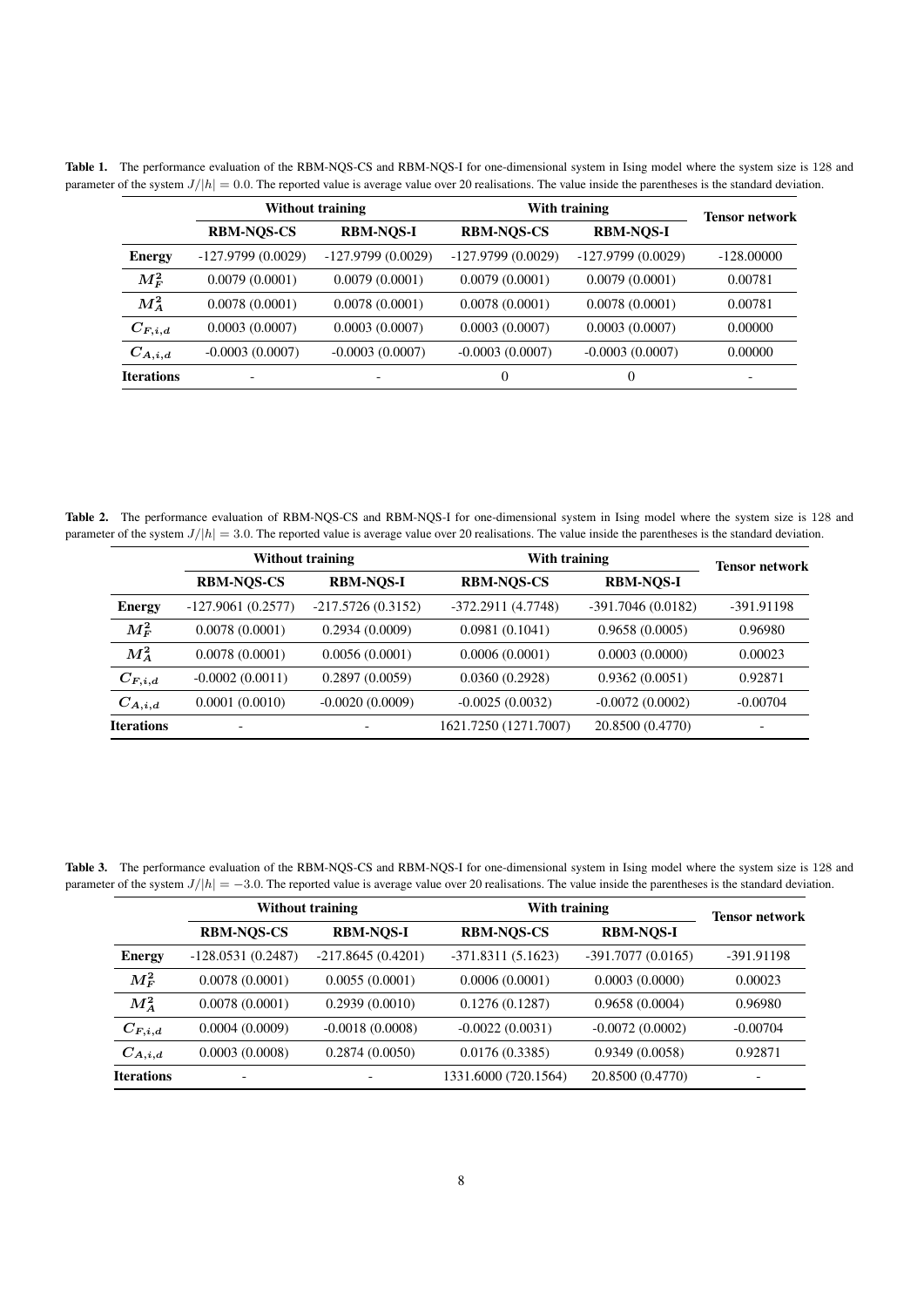**Table 1.** The performance evaluation of the RBM-NQS-CS and RBM-NQS-I for one-dimensional system in Ising model where the system size is 128 and parameter of the system $J/|h| = 0.0$. The reported value is average value over 20 realisations. The value inside the parentheses is the standard deviation.

| | Without training | | With training | | Tensor network |
|---|---|---|---|---|---|
| | **RBM-NQS-CS** | **RBM-NQS-I** | **RBM-NQS-CS** | **RBM-NQS-I** | |
| **Energy** | -127.9799 (0.0029) | -127.9799 (0.0029) | -127.9799 (0.0029) | -127.9799 (0.0029) | -128.00000 |
| $M_F^2$ | 0.0079 (0.0001) | 0.0079 (0.0001) | 0.0079 (0.0001) | 0.0079 (0.0001) | 0.00781 |
| $M_A^2$ | 0.0078 (0.0001) | 0.0078 (0.0001) | 0.0078 (0.0001) | 0.0078 (0.0001) | 0.00781 |
| $C_{F,i,d}$ | 0.0003 (0.0007) | 0.0003 (0.0007) | 0.0003 (0.0007) | 0.0003 (0.0007) | 0.00000 |
| $C_{A,i,d}$ | -0.0003 (0.0007) | -0.0003 (0.0007) | -0.0003 (0.0007) | -0.0003 (0.0007) | 0.00000 |
| **Iterations** | - | - | 0 | 0 | - |

**Table 2.** The performance evaluation of RBM-NQS-CS and RBM-NQS-I for one-dimensional system in Ising model where the system size is 128 and parameter of the system $J/|h| = 3.0$. The reported value is average value over 20 realisations. The value inside the parentheses is the standard deviation.

| | Without training | | With training | | Tensor network |
|---|---|---|---|---|---|
| | **RBM-NQS-CS** | **RBM-NQS-I** | **RBM-NQS-CS** | **RBM-NQS-I** | |
| **Energy** | -127.9061 (0.2577) | -217.5726 (0.3152) | -372.2911 (4.7748) | -391.7046 (0.0182) | -391.91198 |
| $M_F^2$ | 0.0078 (0.0001) | 0.2934 (0.0009) | 0.0981 (0.1041) | 0.9658 (0.0005) | 0.96980 |
| $M_A^2$ | 0.0078 (0.0001) | 0.0056 (0.0001) | 0.0006 (0.0001) | 0.0003 (0.0000) | 0.00023 |
| $C_{F,i,d}$ | -0.0002 (0.0011) | 0.2897 (0.0059) | 0.0360 (0.2928) | 0.9362 (0.0051) | 0.92871 |
| $C_{A,i,d}$ | 0.0001 (0.0010) | -0.0020 (0.0009) | -0.0025 (0.0032) | -0.0072 (0.0002) | -0.00704 |
| **Iterations** | - | - | 1621.7250 (1271.7007) | 20.8500 (0.4770) | - |

**Table 3.** The performance evaluation of the RBM-NQS-CS and RBM-NQS-I for one-dimensional system in Ising model where the system size is 128 and parameter of the system $J/|h| = -3.0$. The reported value is average value over 20 realisations. The value inside the parentheses is the standard deviation.

| | Without training | | With training | | Tensor network |
|---|---|---|---|---|---|
| | **RBM-NQS-CS** | **RBM-NQS-I** | **RBM-NQS-CS** | **RBM-NQS-I** | |
| **Energy** | -128.0531 (0.2487) | -217.8645 (0.4201) | -371.8311 (5.1623) | -391.7077 (0.0165) | -391.91198 |
| $M_F^2$ | 0.0078 (0.0001) | 0.0055 (0.0001) | 0.0006 (0.0001) | 0.0003 (0.0000) | 0.00023 |
| $M_A^2$ | 0.0078 (0.0001) | 0.2939 (0.0010) | 0.1276 (0.1287) | 0.9658 (0.0004) | 0.96980 |
| $C_{F,i,d}$ | 0.0004 (0.0009) | -0.0018 (0.0008) | -0.0022 (0.0031) | -0.0072 (0.0002) | -0.00704 |
| $C_{A,i,d}$ | 0.0003 (0.0008) | 0.2874 (0.0050) | 0.0176 (0.3385) | 0.9349 (0.0058) | 0.92871 |
| **Iterations** | - | - | 1331.6000 (720.1564) | 20.8500 (0.4770) | - |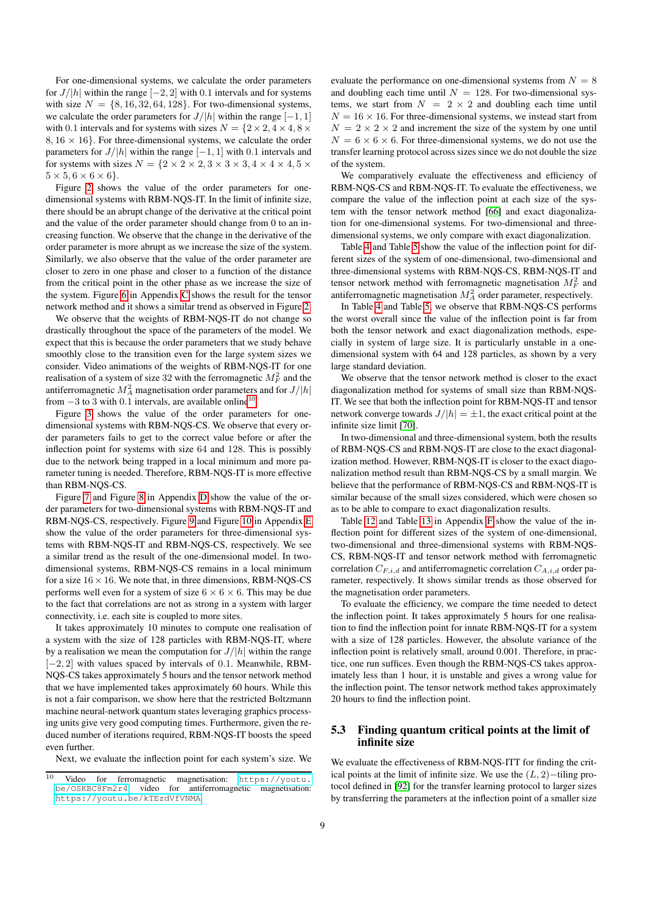For one-dimensional systems, we calculate the order parameters for $J/|h|$ within the range $[-2, 2]$ with 0.1 intervals and for systems with size $N = \{8, 16, 32, 64, 128\}$. For two-dimensional systems, we calculate the order parameters for $J/|h|$ within the range $[-1, 1]$ with 0.1 intervals and for systems with sizes $N = \{2\times 2, 4\times 4, 8\times 8, 16\times 16\}$. For three-dimensional systems, we calculate the order parameters for $J/|h|$ within the range $[-1, 1]$ with 0.1 intervals and for systems with sizes $N = \{2\times 2\times 2, 3\times 3\times 3, 4\times 4\times 4, 5\times 5\times 5, 6\times 6\times 6\}$.

Figure 2 shows the value of the order parameters for one-dimensional systems with RBM-NQS-IT. In the limit of infinite size, there should be an abrupt change of the derivative at the critical point and the value of the order parameter should change from 0 to an increasing function. We observe that the change in the derivative of the order parameter is more abrupt as we increase the size of the system. Similarly, we also observe that the value of the order parameter are closer to zero in one phase and closer to a function of the distance from the critical point in the other phase as we increase the size of the system. Figure 6 in Appendix C shows the result for the tensor network method and it shows a similar trend as observed in Figure 2.

We observe that the weights of RBM-NQS-IT do not change so drastically throughout the space of the parameters of the model. We expect that this is because the order parameters that we study behave smoothly close to the transition even for the large system sizes we consider. Video animations of the weights of RBM-NQS-IT for one realisation of a system of size 32 with the ferromagnetic $M_F^2$ and the antiferromagnetic $M_A^2$ magnetisation order parameters and for $J/|h|$ from $-3$ to 3 with 0.1 intervals, are available online[10].

Figure 3 shows the value of the order parameters for one-dimensional systems with RBM-NQS-CS. We observe that every order parameters fails to get to the correct value before or after the inflection point for systems with size 64 and 128. This is possibly due to the network being trapped in a local minimum and more parameter tuning is needed. Therefore, RBM-NQS-IT is more effective than RBM-NQS-CS.

Figure 7 and Figure 8 in Appendix D show the value of the order parameters for two-dimensional systems with RBM-NQS-IT and RBM-NQS-CS, respectively. Figure 9 and Figure 10 in Appendix E show the value of the order parameters for three-dimensional systems with RBM-NQS-IT and RBM-NQS-CS, respectively. We see a similar trend as the result of the one-dimensional model. In two-dimensional systems, RBM-NQS-CS remains in a local minimum for a size $16\times 16$. We note that, in three dimensions, RBM-NQS-CS performs well even for a system of size $6\times 6\times 6$. This may be due to the fact that correlations are not as strong in a system with larger connectivity, i.e. each site is coupled to more sites.

It takes approximately 10 minutes to compute one realisation of a system with the size of 128 particles with RBM-NQS-IT, where by a realisation we mean the computation for $J/|h|$ within the range $[-2, 2]$ with values spaced by intervals of 0.1. Meanwhile, RBM-NQS-CS takes approximately 5 hours and the tensor network method that we have implemented takes approximately 60 hours. While this is not a fair comparison, we show here that the restricted Boltzmann machine neural-network quantum states leveraging graphics processing units give very good computing times. Furthermore, given the reduced number of iterations required, RBM-NQS-IT boosts the speed even further.

Next, we evaluate the inflection point for each system's size. We evaluate the performance on one-dimensional systems from $N = 8$ and doubling each time until $N = 128$. For two-dimensional systems, we start from $N = 2\times 2$ and doubling each time until $N = 16\times 16$. For three-dimensional systems, we instead start from $N = 2\times 2\times 2$ and increment the size of the system by one until $N = 6\times 6\times 6$. For three-dimensional systems, we do not use the transfer learning protocol across sizes since we do not double the size of the system.

We comparatively evaluate the effectiveness and efficiency of RBM-NQS-CS and RBM-NQS-IT. To evaluate the effectiveness, we compare the value of the inflection point at each size of the system with the tensor network method [66] and exact diagonalization for one-dimensional systems. For two-dimensional and three-dimensional systems, we only compare with exact diagonalization.

Table 4 and Table 5 show the value of the inflection point for different sizes of the system of one-dimensional, two-dimensional and three-dimensional systems with RBM-NQS-CS, RBM-NQS-IT and tensor network method with ferromagnetic magnetisation $M_F^2$ and antiferromagnetic magnetisation $M_A^2$ order parameter, respectively.

In Table 4 and Table 5, we observe that RBM-NQS-CS performs the worst overall since the value of the inflection point is far from both the tensor network and exact diagonalization methods, especially in system of large size. It is particularly unstable in a one-dimensional system with 64 and 128 particles, as shown by a very large standard deviation.

We observe that the tensor network method is closer to the exact diagonalization method for systems of small size than RBM-NQS-IT. We see that both the inflection point for RBM-NQS-IT and tensor network converge towards $J/|h| = \pm 1$, the exact critical point at the infinite size limit [70].

In two-dimensional and three-dimensional system, both the results of RBM-NQS-CS and RBM-NQS-IT are close to the exact diagonalization method. However, RBM-NQS-IT is closer to the exact diagonalization method result than RBM-NQS-CS by a small margin. We believe that the performance of RBM-NQS-CS and RBM-NQS-IT is similar because of the small sizes considered, which were chosen so as to be able to compare to exact diagonalization results.

Table 12 and Table 13 in Appendix F show the value of the inflection point for different sizes of the system of one-dimensional, two-dimensional and three-dimensional systems with RBM-NQS-CS, RBM-NQS-IT and tensor network method with ferromagnetic correlation $C_{F,i,d}$ and antiferromagnetic correlation $C_{A,i,d}$ order parameter, respectively. It shows similar trends as those observed for the magnetisation order parameters.

To evaluate the efficiency, we compare the time needed to detect the inflection point. It takes approximately 5 hours for one realisation to find the inflection point for innate RBM-NQS-IT for a system with a size of 128 particles. However, the absolute variance of the inflection point is relatively small, around 0.001. Therefore, in practice, one run suffices. Even though the RBM-NQS-CS takes approximately less than 1 hour, it is unstable and gives a wrong value for the inflection point. The tensor network method takes approximately 20 hours to find the inflection point.

## 5.3 Finding quantum critical points at the limit of infinite size

We evaluate the effectiveness of RBM-NQS-ITT for finding the critical points at the limit of infinite size. We use the $(L, 2)-$tiling protocol defined in [92] for the transfer learning protocol to larger sizes by transferring the parameters at the inflection point of a smaller size

[10] Video for ferromagnetic magnetisation: https://youtu.be/OSKBC8Fm2r4, video for antiferromagnetic magnetisation: https://youtu.be/kTEzdVfVNMA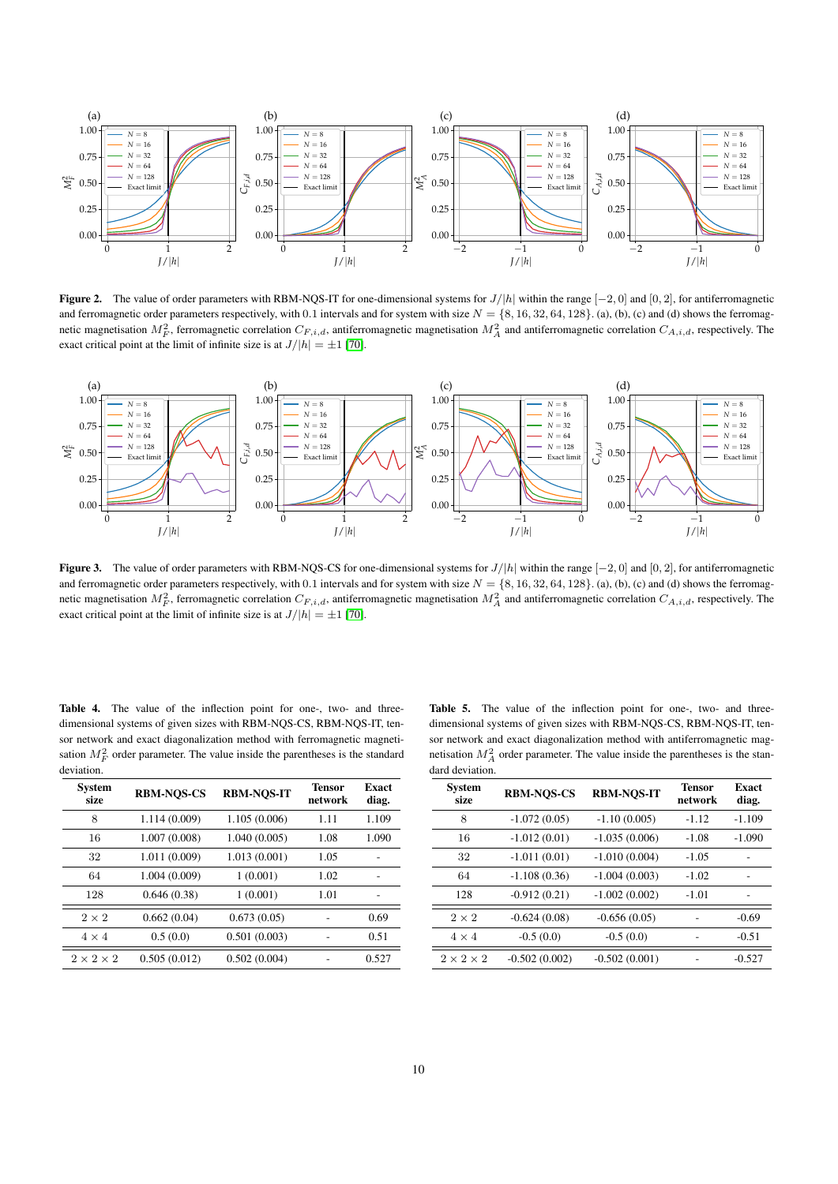**Figure 2.** The value of order parameters with RBM-NQS-IT for one-dimensional systems for $J/|h|$ within the range $[-2, 0]$ and $[0, 2]$, for antiferromagnetic and ferromagnetic order parameters respectively, with 0.1 intervals and for system with size $N = \{8, 16, 32, 64, 128\}$. (a), (b), (c) and (d) shows the ferromagnetic magnetisation $M_F^2$, ferromagnetic correlation $C_{F,i,d}$, antiferromagnetic magnetisation $M_A^2$ and antiferromagnetic correlation $C_{A,i,d}$, respectively. The exact critical point at the limit of infinite size is at $J/|h| = \pm 1$ [70].

**Figure 3.** The value of order parameters with RBM-NQS-CS for one-dimensional systems for $J/|h|$ within the range $[-2, 0]$ and $[0, 2]$, for antiferromagnetic and ferromagnetic order parameters respectively, with 0.1 intervals and for system with size $N = \{8, 16, 32, 64, 128\}$. (a), (b), (c) and (d) shows the ferromagnetic magnetisation $M_F^2$, ferromagnetic correlation $C_{F,i,d}$, antiferromagnetic magnetisation $M_A^2$ and antiferromagnetic correlation $C_{A,i,d}$, respectively. The exact critical point at the limit of infinite size is at $J/|h| = \pm 1$ [70].

**Table 4.** The value of the inflection point for one-, two- and three-dimensional systems of given sizes with RBM-NQS-CS, RBM-NQS-IT, tensor network and exact diagonalization method with ferromagnetic magnetisation $M_F^2$ order parameter. The value inside the parentheses is the standard deviation.

| System size | RBM-NQS-CS | RBM-NQS-IT | Tensor network | Exact diag. |
|---|---|---|---|---|
| 8 | 1.114 (0.009) | 1.105 (0.006) | 1.11 | 1.109 |
| 16 | 1.007 (0.008) | 1.040 (0.005) | 1.08 | 1.090 |
| 32 | 1.011 (0.009) | 1.013 (0.001) | 1.05 | - |
| 64 | 1.004 (0.009) | 1 (0.001) | 1.02 | - |
| 128 | 0.646 (0.38) | 1 (0.001) | 1.01 | - |
| $2 \times 2$ | 0.662 (0.04) | 0.673 (0.05) | - | 0.69 |
| $4 \times 4$ | 0.5 (0.0) | 0.501 (0.003) | - | 0.51 |
| $2 \times 2 \times 2$ | 0.505 (0.012) | 0.502 (0.004) | - | 0.527 |

**Table 5.** The value of the inflection point for one-, two- and three-dimensional systems of given sizes with RBM-NQS-CS, RBM-NQS-IT, tensor network and exact diagonalization method with antiferromagnetic magnetisation $M_A^2$ order parameter. The value inside the parentheses is the standard deviation.

| System size | RBM-NQS-CS | RBM-NQS-IT | Tensor network | Exact diag. |
|---|---|---|---|---|
| 8 | -1.072 (0.05) | -1.10 (0.005) | -1.12 | -1.109 |
| 16 | -1.012 (0.01) | -1.035 (0.006) | -1.08 | -1.090 |
| 32 | -1.011 (0.01) | -1.010 (0.004) | -1.05 | - |
| 64 | -1.108 (0.36) | -1.004 (0.003) | -1.02 | - |
| 128 | -0.912 (0.21) | -1.002 (0.002) | -1.01 | - |
| $2 \times 2$ | -0.624 (0.08) | -0.656 (0.05) | - | -0.69 |
| $4 \times 4$ | -0.5 (0.0) | -0.5 (0.0) | - | -0.51 |
| $2 \times 2 \times 2$ | -0.502 (0.002) | -0.502 (0.001) | - | -0.527 |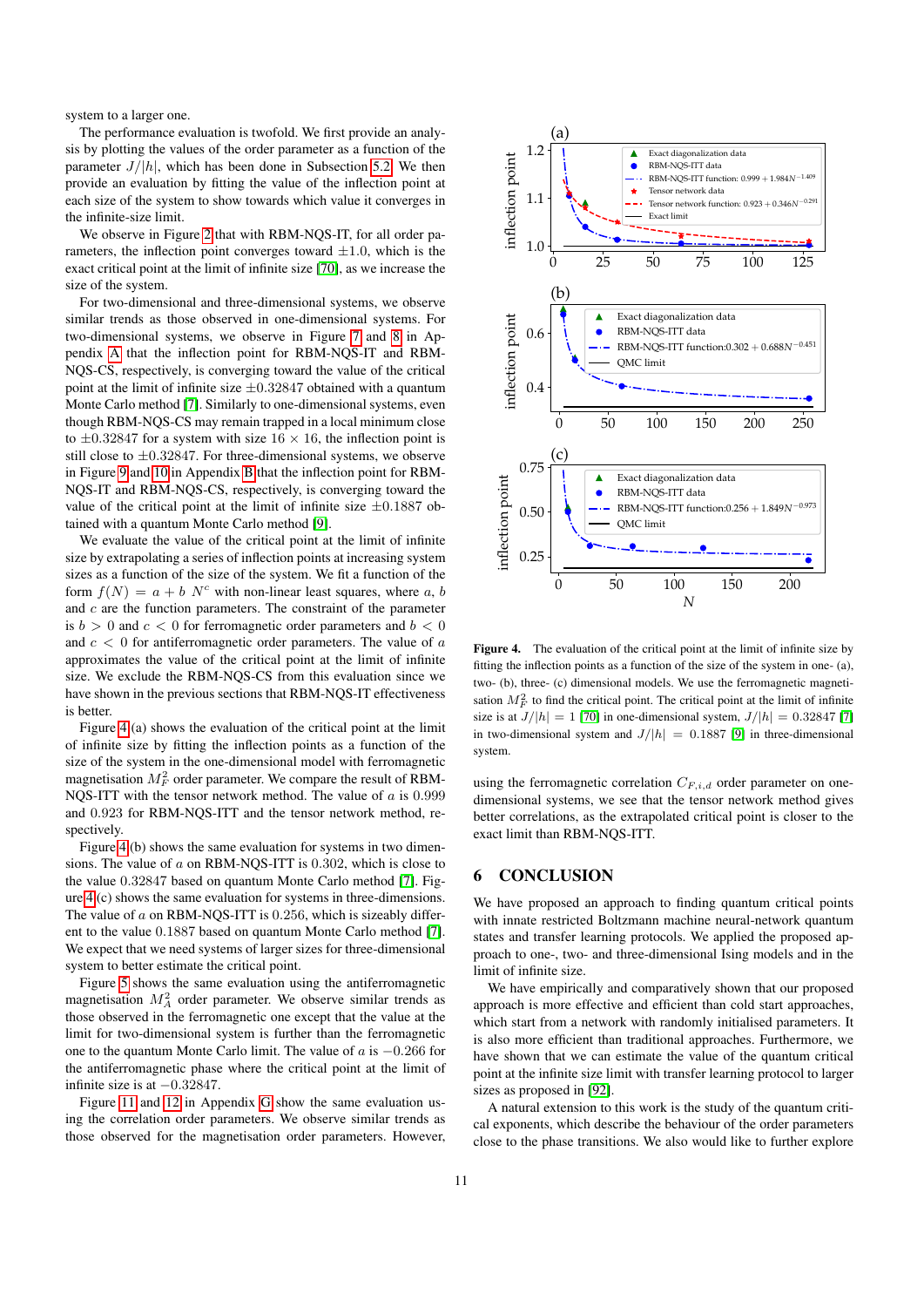system to a larger one.

The performance evaluation is twofold. We first provide an analysis by plotting the values of the order parameter as a function of the parameter $J/|h|$, which has been done in Subsection 5.2. We then provide an evaluation by fitting the value of the inflection point at each size of the system to show towards which value it converges in the infinite-size limit.

We observe in Figure 2 that with RBM-NQS-IT, for all order parameters, the inflection point converges toward $\pm 1.0$, which is the exact critical point at the limit of infinite size [70], as we increase the size of the system.

For two-dimensional and three-dimensional systems, we observe similar trends as those observed in one-dimensional systems. For two-dimensional systems, we observe in Figure 7 and 8 in Appendix A that the inflection point for RBM-NQS-IT and RBM-NQS-CS, respectively, is converging toward the value of the critical point at the limit of infinite size $\pm 0.32847$ obtained with a quantum Monte Carlo method [7]. Similarly to one-dimensional systems, even though RBM-NQS-CS may remain trapped in a local minimum close to $\pm 0.32847$ for a system with size $16 \times 16$, the inflection point is still close to $\pm 0.32847$. For three-dimensional systems, we observe in Figure 9 and 10 in Appendix B that the inflection point for RBM-NQS-IT and RBM-NQS-CS, respectively, is converging toward the value of the critical point at the limit of infinite size $\pm 0.1887$ obtained with a quantum Monte Carlo method [9].

We evaluate the value of the critical point at the limit of infinite size by extrapolating a series of inflection points at increasing system sizes as a function of the size of the system. We fit a function of the form $f(N) = a + b\ N^c$ with non-linear least squares, where $a$, $b$ and $c$ are the function parameters. The constraint of the parameter is $b > 0$ and $c < 0$ for ferromagnetic order parameters and $b < 0$ and $c < 0$ for antiferromagnetic order parameters. The value of $a$ approximates the value of the critical point at the limit of infinite size. We exclude the RBM-NQS-CS from this evaluation since we have shown in the previous sections that RBM-NQS-IT effectiveness is better.

Figure 4(a) shows the evaluation of the critical point at the limit of infinite size by fitting the inflection points as a function of the size of the system in the one-dimensional model with ferromagnetic magnetisation $M_F^2$ order parameter. We compare the result of RBM-NQS-ITT with the tensor network method. The value of $a$ is 0.999 and 0.923 for RBM-NQS-ITT and the tensor network method, respectively.

Figure 4(b) shows the same evaluation for systems in two dimensions. The value of $a$ on RBM-NQS-ITT is 0.302, which is close to the value 0.32847 based on quantum Monte Carlo method [7]. Figure 4(c) shows the same evaluation for systems in three-dimensions. The value of $a$ on RBM-NQS-ITT is 0.256, which is sizeably different to the value 0.1887 based on quantum Monte Carlo method [7]. We expect that we need systems of larger sizes for three-dimensional system to better estimate the critical point.

Figure 5 shows the same evaluation using the antiferromagnetic magnetisation $M_A^2$ order parameter. We observe similar trends as those observed in the ferromagnetic one except that the value at the limit for two-dimensional system is further than the ferromagnetic one to the quantum Monte Carlo limit. The value of $a$ is $-0.266$ for the antiferromagnetic phase where the critical point at the limit of infinite size is at $-0.32847$.

Figure 11 and 12 in Appendix G show the same evaluation using the correlation order parameters. We observe similar trends as those observed for the magnetisation order parameters. However, using the ferromagnetic correlation $C_{F,i,d}$ order parameter on one-dimensional systems, we see that the tensor network method gives better correlations, as the extrapolated critical point is closer to the exact limit than RBM-NQS-ITT.

**Figure 4.** The evaluation of the critical point at the limit of infinite size by fitting the inflection points as a function of the size of the system in one- (a), two- (b), three- (c) dimensional models. We use the ferromagnetic magnetisation $M_F^2$ to find the critical point. The critical point at the limit of infinite size is at $J/|h| = 1$ [70] in one-dimensional system, $J/|h| = 0.32847$ [7] in two-dimensional system and $J/|h| = 0.1887$ [9] in three-dimensional system.

## 6 CONCLUSION

We have proposed an approach to finding quantum critical points with innate restricted Boltzmann machine neural-network quantum states and transfer learning protocols. We applied the proposed approach to one-, two- and three-dimensional Ising models and in the limit of infinite size.

We have empirically and comparatively shown that our proposed approach is more efficient than cold start approaches, which start from a network with randomly initialised parameters. It is also more efficient than traditional approaches. Furthermore, we have shown that we can estimate the value of the quantum critical point at the infinite size limit with transfer learning protocol to larger sizes as proposed in [92].

A natural extension to this work is the study of the quantum critical exponents, which describe the behaviour of the order parameters close to the phase transitions. We also would like to further explore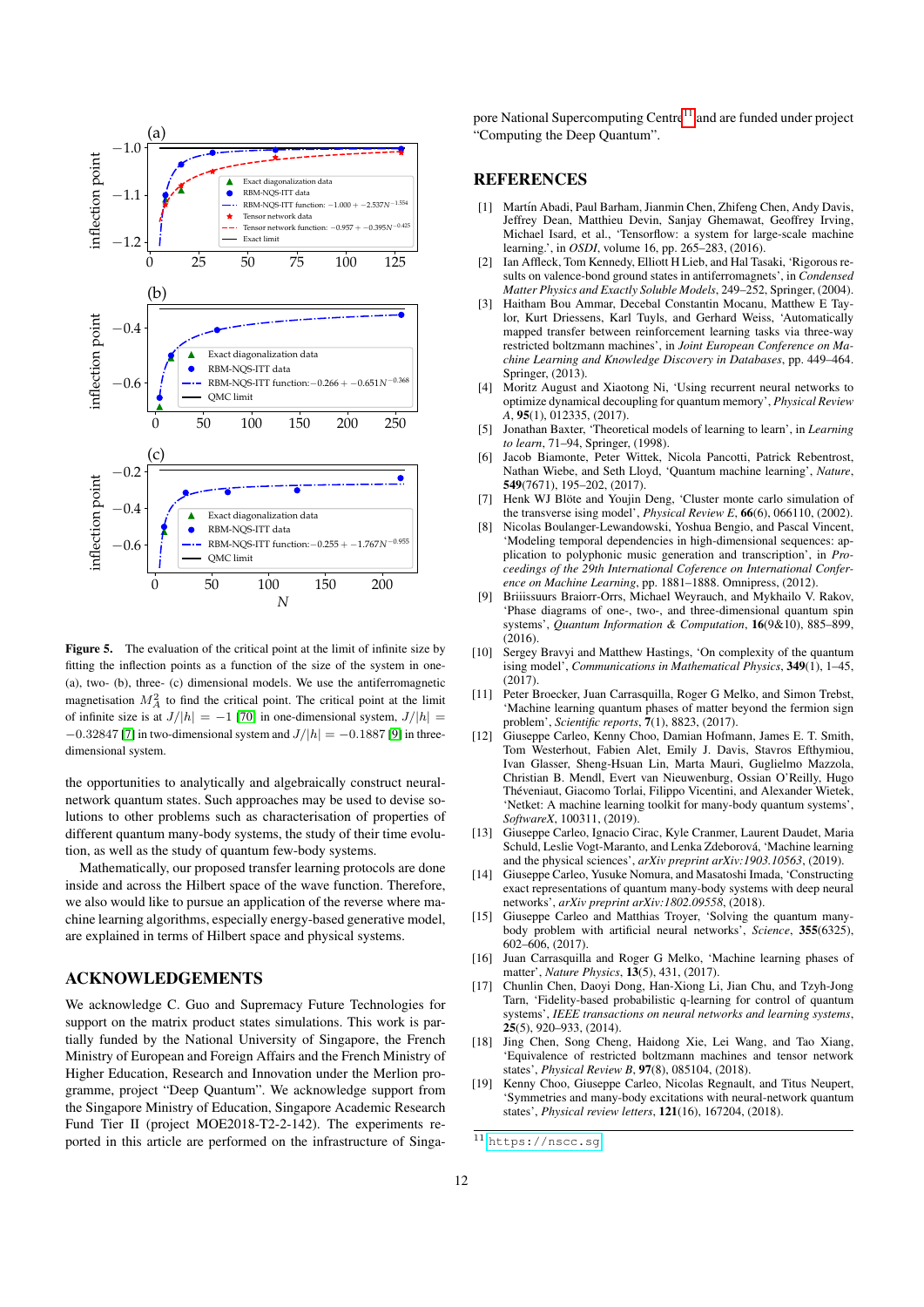**Figure 5.** The evaluation of the critical point at the limit of infinite size by fitting the inflection points as a function of the size of the system in one- (a), two- (b), three- (c) dimensional models. We use the antiferromagnetic magnetisation $M_A^2$ to find the critical point. The critical point at the limit of infinite size is at $J/|h| = -1$ [70] in one-dimensional system, $J/|h| = -0.32847$ [7] in two-dimensional system and $J/|h| = -0.1887$ [9] in three-dimensional system.

the opportunities to analytically and algebraically construct neural-network quantum states. Such approaches may be used to devise solutions to other problems such as characterisation of properties of different quantum many-body systems, the study of their time evolution, as well as the study of quantum few-body systems.

Mathematically, our proposed transfer learning protocols are done inside and across the Hilbert space of the wave function. Therefore, we also would like to pursue an application of the reverse where machine learning algorithms, especially energy-based generative model, are explained in terms of Hilbert space and physical systems.

## ACKNOWLEDGEMENTS

We acknowledge C. Guo and Supremacy Future Technologies for support on the matrix product states simulations. This work is partially funded by the National University of Singapore, the French Ministry of European and Foreign Affairs and the French Ministry of Higher Education, Research and Innovation under the Merlion programme, project "Deep Quantum". We acknowledge support from the Singapore Ministry of Education, Singapore Academic Research Fund Tier II (project MOE2018-T2-2-142). The experiments reported in this article are performed on the infrastructure of Singapore National Supercomputing Centre[11] and are funded under project "Computing the Deep Quantum".

## REFERENCES

[1] Martín Abadi, Paul Barham, Jianmin Chen, Zhifeng Chen, Andy Davis, Jeffrey Dean, Matthieu Devin, Sanjay Ghemawat, Geoffrey Irving, Michael Isard, et al., 'Tensorflow: a system for large-scale machine learning.', in *OSDI*, volume 16, pp. 265–283, (2016).

[2] Ian Affleck, Tom Kennedy, Elliott H Lieb, and Hal Tasaki, 'Rigorous results on valence-bond ground states in antiferromagnets', in *Condensed Matter Physics and Exactly Soluble Models*, 249–252, Springer, (2004).

[3] Haitham Bou Ammar, Decebal Constantin Mocanu, Matthew E Taylor, Kurt Driessens, Karl Tuyls, and Gerhard Weiss, 'Automatically mapped transfer between reinforcement learning tasks via three-way restricted boltzmann machines', in *Joint European Conference on Machine Learning and Knowledge Discovery in Databases*, pp. 449–464. Springer, (2013).

[4] Moritz August and Xiaotong Ni, 'Using recurrent neural networks to optimize dynamical decoupling for quantum memory', *Physical Review A*, **95**(1), 012335, (2017).

[5] Jonathan Baxter, 'Theoretical models of learning to learn', in *Learning to learn*, 71–94, Springer, (1998).

[6] Jacob Biamonte, Peter Wittek, Nicola Pancotti, Patrick Rebentrost, Nathan Wiebe, and Seth Lloyd, 'Quantum machine learning', *Nature*, **549**(7671), 195–202, (2017).

[7] Henk WJ Blöte and Youjin Deng, 'Cluster monte carlo simulation of the transverse ising model', *Physical Review E*, **66**(6), 066110, (2002).

[8] Nicolas Boulanger-Lewandowski, Yoshua Bengio, and Pascal Vincent, 'Modeling temporal dependencies in high-dimensional sequences: application to polyphonic music generation and transcription', in *Proceedings of the 29th International Coference on International Conference on Machine Learning*, pp. 1881–1888. Omnipress, (2012).

[9] Briiissuurs Braiorr-Orrs, Michael Weyrauch, and Mykhailo V. Rakov, 'Phase diagrams of one-, two-, and three-dimensional quantum spin systems', *Quantum Information & Computation*, **16**(9&10), 885–899, (2016).

[10] Sergey Bravyi and Matthew Hastings, 'On complexity of the quantum ising model', *Communications in Mathematical Physics*, **349**(1), 1–45, (2017).

[11] Peter Broecker, Juan Carrasquilla, Roger G Melko, and Simon Trebst, 'Machine learning quantum phases of matter beyond the fermion sign problem', *Scientific reports*, **7**(1), 8823, (2017).

[12] Giuseppe Carleo, Kenny Choo, Damian Hofmann, James E. T. Smith, Tom Westerhout, Fabien Alet, Emily J. Davis, Stavros Efthymiou, Ivan Glasser, Sheng-Hsuan Lin, Marta Mauri, Guglielmo Mazzola, Christian B. Mendl, Evert van Nieuwenburg, Ossian O'Reilly, Hugo Théveniaut, Giacomo Torlai, Filippo Vicentini, and Alexander Wietek, 'Netket: A machine learning toolkit for many-body quantum systems', *SoftwareX*, 100311, (2019).

[13] Giuseppe Carleo, Ignacio Cirac, Kyle Cranmer, Laurent Daudet, Maria Schuld, Leslie Vogt-Maranto, and Lenka Zdeborová, 'Machine learning and the physical sciences', *arXiv preprint arXiv:1903.10563*, (2019).

[14] Giuseppe Carleo, Yusuke Nomura, and Masatoshi Imada, 'Constructing exact representations of quantum many-body systems with deep neural networks', *arXiv preprint arXiv:1802.09558*, (2018).

[15] Giuseppe Carleo and Matthias Troyer, 'Solving the quantum many-body problem with artificial neural networks', *Science*, **355**(6325), 602–606, (2017).

[16] Juan Carrasquilla and Roger G Melko, 'Machine learning phases of matter', *Nature Physics*, **13**(5), 431, (2017).

[17] Chunlin Chen, Daoyi Dong, Han-Xiong Li, Jian Chu, and Tzyh-Jong Tarn, 'Fidelity-based probabilistic q-learning for control of quantum systems', *IEEE transactions on neural networks and learning systems*, **25**(5), 920–933, (2014).

[18] Jing Chen, Song Cheng, Haidong Xie, Lei Wang, and Tao Xiang, 'Equivalence of restricted boltzmann machines and tensor network states', *Physical Review B*, **97**(8), 085104, (2018).

[19] Kenny Choo, Giuseppe Carleo, Nicolas Regnault, and Titus Neupert, 'Symmetries and many-body excitations with neural-network quantum states', *Physical review letters*, **121**(16), 167204, (2018).

[11] https://nscc.sg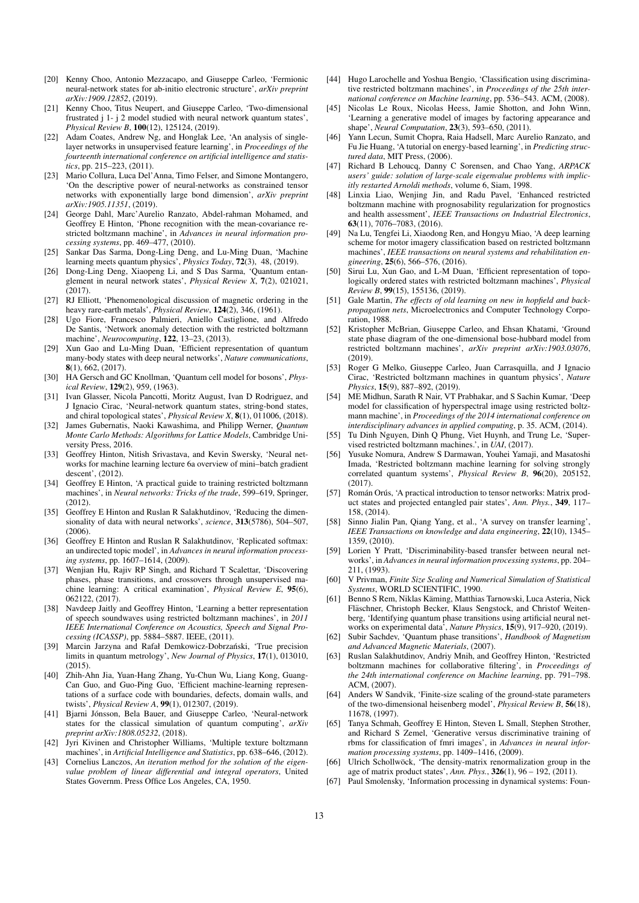[20] Kenny Choo, Antonio Mezzacapo, and Giuseppe Carleo, 'Fermionic neural-network states for ab-initio electronic structure', *arXiv preprint arXiv:1909.12852*, (2019).

[21] Kenny Choo, Titus Neupert, and Giuseppe Carleo, 'Two-dimensional frustrated j 1- j 2 model studied with neural network quantum states', *Physical Review B*, **100**(12), 125124, (2019).

[22] Adam Coates, Andrew Ng, and Honglak Lee, 'An analysis of single-layer networks in unsupervised feature learning', in *Proceedings of the fourteenth international conference on artificial intelligence and statistics*, pp. 215–223, (2011).

[23] Mario Collura, Luca Del'Anna, Timo Felser, and Simone Montangero, 'On the descriptive power of neural-networks as constrained tensor networks with exponentially large bond dimension', *arXiv preprint arXiv:1905.11351*, (2019).

[24] George Dahl, Marc'Aurelio Ranzato, Abdel-rahman Mohamed, and Geoffrey E Hinton, 'Phone recognition with the mean-covariance restricted boltzmann machine', in *Advances in neural information processing systems*, pp. 469–477, (2010).

[25] Sankar Das Sarma, Dong-Ling Deng, and Lu-Ming Duan, 'Machine learning meets quantum physics', *Physics Today*, **72**(3), 48, (2019).

[26] Dong-Ling Deng, Xiaopeng Li, and S Das Sarma, 'Quantum entanglement in neural network states', *Physical Review X*, **7**(2), 021021, (2017).

[27] RJ Elliott, 'Phenomenological discussion of magnetic ordering in the heavy rare-earth metals', *Physical Review*, **124**(2), 346, (1961).

[28] Ugo Fiore, Francesco Palmieri, Aniello Castiglione, and Alfredo De Santis, 'Network anomaly detection with the restricted boltzmann machine', *Neurocomputing*, **122**, 13–23, (2013).

[29] Xun Gao and Lu-Ming Duan, 'Efficient representation of quantum many-body states with deep neural networks', *Nature communications*, **8**(1), 662, (2017).

[30] HA Gersch and GC Knollman, 'Quantum cell model for bosons', *Physical Review*, **129**(2), 959, (1963).

[31] Ivan Glasser, Nicola Pancotti, Moritz August, Ivan D Rodriguez, and J Ignacio Cirac, 'Neural-network quantum states, string-bond states, and chiral topological states', *Physical Review X*, **8**(1), 011006, (2018).

[32] James Gubernatis, Naoki Kawashima, and Philipp Werner, *Quantum Monte Carlo Methods: Algorithms for Lattice Models*, Cambridge University Press, 2016.

[33] Geoffrey Hinton, Nitish Srivastava, and Kevin Swersky, 'Neural networks for machine learning lecture 6a overview of mini–batch gradient descent', (2012).

[34] Geoffrey E Hinton, 'A practical guide to training restricted boltzmann machines', in *Neural networks: Tricks of the trade*, 599–619, Springer, (2012).

[35] Geoffrey E Hinton and Ruslan R Salakhutdinov, 'Reducing the dimensionality of data with neural networks', *science*, **313**(5786), 504–507, (2006).

[36] Geoffrey E Hinton and Ruslan R Salakhutdinov, 'Replicated softmax: an undirected topic model', in *Advances in neural information processing systems*, pp. 1607–1614, (2009).

[37] Wenjian Hu, Rajiv RP Singh, and Richard T Scalettar, 'Discovering phases, phase transitions, and crossovers through unsupervised machine learning: A critical examination', *Physical Review E*, **95**(6), 062122, (2017).

[38] Navdeep Jaitly and Geoffrey Hinton, 'Learning a better representation of speech soundwaves using restricted boltzmann machines', in *2011 IEEE International Conference on Acoustics, Speech and Signal Processing (ICASSP)*, pp. 5884–5887. IEEE, (2011).

[39] Marcin Jarzyna and Rafał Demkowicz-Dobrzański, 'True precision limits in quantum metrology', *New Journal of Physics*, **17**(1), 013010, (2015).

[40] Zhih-Ahn Jia, Yuan-Hang Zhang, Yu-Chun Wu, Liang Kong, Guang-Can Guo, and Guo-Ping Guo, 'Efficient machine-learning representations of a surface code with boundaries, defects, domain walls, and twists', *Physical Review A*, **99**(1), 012307, (2019).

[41] Bjarni Jónsson, Bela Bauer, and Giuseppe Carleo, 'Neural-network states for the classical simulation of quantum computing', *arXiv preprint arXiv:1808.05232*, (2018).

[42] Jyri Kivinen and Christopher Williams, 'Multiple texture boltzmann machines', in *Artificial Intelligence and Statistics*, pp. 638–646, (2012).

[43] Cornelius Lanczos, *An iteration method for the solution of the eigenvalue problem of linear differential and integral operators*, United States Governm. Press Office Los Angeles, CA, 1950.

[44] Hugo Larochelle and Yoshua Bengio, 'Classification using discriminative restricted boltzmann machines', in *Proceedings of the 25th international conference on Machine learning*, pp. 536–543. ACM, (2008).

[45] Nicolas Le Roux, Nicolas Heess, Jamie Shotton, and John Winn, 'Learning a generative model of images by factoring appearance and shape', *Neural Computation*, **23**(3), 593–650, (2011).

[46] Yann Lecun, Sumit Chopra, Raia Hadsell, Marc Aurelio Ranzato, and Fu Jie Huang, 'A tutorial on energy-based learning', in *Predicting structured data*, MIT Press, (2006).

[47] Richard B Lehoucq, Danny C Sorensen, and Chao Yang, *ARPACK users' guide: solution of large-scale eigenvalue problems with implicitly restarted Arnoldi methods*, volume 6, Siam, 1998.

[48] Linxia Liao, Wenjing Jin, and Radu Pavel, 'Enhanced restricted boltzmann machine with prognosability regularization for prognostics and health assessment', *IEEE Transactions on Industrial Electronics*, **63**(11), 7076–7083, (2016).

[49] Na Lu, Tengfei Li, Xiaodong Ren, and Hongyu Miao, 'A deep learning scheme for motor imagery classification based on restricted boltzmann machines', *IEEE transactions on neural systems and rehabilitation engineering*, **25**(6), 566–576, (2016).

[50] Sirui Lu, Xun Gao, and L-M Duan, 'Efficient representation of topologically ordered states with restricted boltzmann machines', *Physical Review B*, **99**(15), 155136, (2019).

[51] Gale Martin, *The effects of old learning on new in hopfield and backpropagation nets*, Microelectronics and Computer Technology Corporation, 1988.

[52] Kristopher McBrian, Giuseppe Carleo, and Ehsan Khatami, 'Ground state phase diagram of the one-dimensional bose-hubbard model from restricted boltzmann machines', *arXiv preprint arXiv:1903.03076*, (2019).

[53] Roger G Melko, Giuseppe Carleo, Juan Carrasquilla, and J Ignacio Cirac, 'Restricted boltzmann machines in quantum physics', *Nature Physics*, **15**(9), 887–892, (2019).

[54] ME Midhun, Sarath R Nair, VT Prabhakar, and S Sachin Kumar, 'Deep model for classification of hyperspectral image using restricted boltzmann machine', in *Proceedings of the 2014 international conference on interdisciplinary advances in applied computing*, p. 35. ACM, (2014).

[55] Tu Dinh Nguyen, Dinh Q Phung, Viet Huynh, and Trung Le, 'Supervised restricted boltzmann machines.', in *UAI*, (2017).

[56] Yusuke Nomura, Andrew S Darmawan, Youhei Yamaji, and Masatoshi Imada, 'Restricted boltzmann machine learning for solving strongly correlated quantum systems', *Physical Review B*, **96**(20), 205152, (2017).

[57] Román Orús, 'A practical introduction to tensor networks: Matrix product states and projected entangled pair states', *Ann. Phys.*, **349**, 117–158, (2014).

[58] Sinno Jialin Pan, Qiang Yang, et al., 'A survey on transfer learning', *IEEE Transactions on knowledge and data engineering*, **22**(10), 1345–1359, (2010).

[59] Lorien Y Pratt, 'Discriminability-based transfer between neural networks', in *Advances in neural information processing systems*, pp. 204–211, (1993).

[60] V Privman, *Finite Size Scaling and Numerical Simulation of Statistical Systems*, WORLD SCIENTIFIC, 1990.

[61] Benno S Rem, Niklas Käming, Matthias Tarnowski, Luca Asteria, Nick Fläschner, Christoph Becker, Klaus Sengstock, and Christof Weitenberg, 'Identifying quantum phase transitions using artificial neural networks on experimental data', *Nature Physics*, **15**(9), 917–920, (2019).

[62] Subir Sachdev, 'Quantum phase transitions', *Handbook of Magnetism and Advanced Magnetic Materials*, (2007).

[63] Ruslan Salakhutdinov, Andriy Mnih, and Geoffrey Hinton, 'Restricted boltzmann machines for collaborative filtering', in *Proceedings of the 24th international conference on Machine learning*, pp. 791–798. ACM, (2007).

[64] Anders W Sandvik, 'Finite-size scaling of the ground-state parameters of the two-dimensional heisenberg model', *Physical Review B*, **56**(18), 11678, (1997).

[65] Tanya Schmah, Geoffrey E Hinton, Steven L Small, Stephen Strother, and Richard S Zemel, 'Generative versus discriminative training of rbms for classification of fmri images', in *Advances in neural information processing systems*, pp. 1409–1416, (2009).

[66] Ulrich Schollwöck, 'The density-matrix renormalization group in the age of matrix product states', *Ann. Phys.*, **326**(1), 96 – 192, (2011).

[67] Paul Smolensky, 'Information processing in dynamical systems: Foun-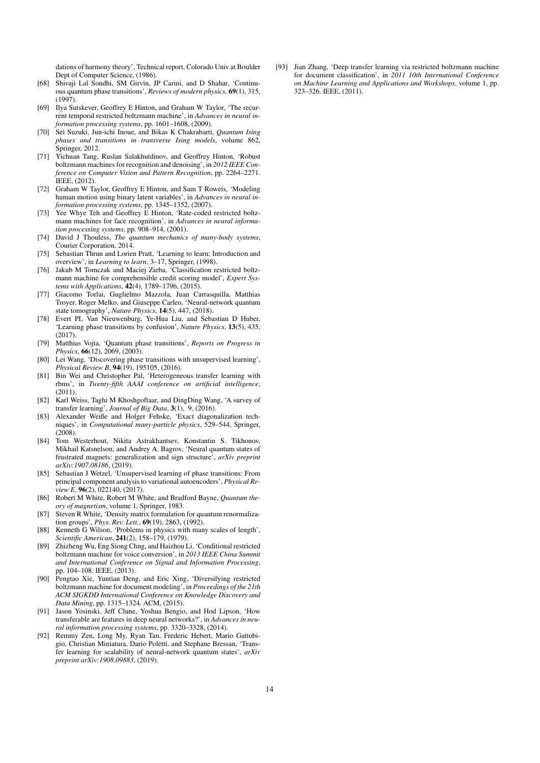dations of harmony theory', Technical report, Colorado Univ at Boulder Dept of Computer Science, (1986).

[68] Shivaji Lal Sondhi, SM Girvin, JP Carini, and D Shahar, 'Continuous quantum phase transitions', *Reviews of modern physics*, **69**(1), 315, (1997).

[69] Ilya Sutskever, Geoffrey E Hinton, and Graham W Taylor, 'The recurrent temporal restricted boltzmann machine', in *Advances in neural information processing systems*, pp. 1601–1608, (2009).

[70] Sei Suzuki, Jun-ichi Inoue, and Bikas K Chakrabarti, *Quantum Ising phases and transitions in transverse Ising models*, volume 862, Springer, 2012.

[71] Yichuan Tang, Ruslan Salakhutdinov, and Geoffrey Hinton, 'Robust boltzmann machines for recognition and denoising', in *2012 IEEE Conference on Computer Vision and Pattern Recognition*, pp. 2264–2271. IEEE, (2012).

[72] Graham W Taylor, Geoffrey E Hinton, and Sam T Roweis, 'Modeling human motion using binary latent variables', in *Advances in neural information processing systems*, pp. 1345–1352, (2007).

[73] Yee Whye Teh and Geoffrey E Hinton, 'Rate-coded restricted boltzmann machines for face recognition', in *Advances in neural information processing systems*, pp. 908–914, (2001).

[74] David J Thouless, *The quantum mechanics of many-body systems*, Courier Corporation, 2014.

[75] Sebastian Thrun and Lorien Pratt, 'Learning to learn: Introduction and overview', in *Learning to learn*, 3–17, Springer, (1998).

[76] Jakub M Tomczak and Maciej Zieba, 'Classification restricted boltzmann machine for comprehensible credit scoring model', *Expert Systems with Applications*, **42**(4), 1789–1796, (2015).

[77] Giacomo Torlai, Guglielmo Mazzola, Juan Carrasquilla, Matthias Troyer, Roger Melko, and Giuseppe Carleo, 'Neural-network quantum state tomography', *Nature Physics*, **14**(5), 447, (2018).

[78] Evert PL Van Nieuwenburg, Ye-Hua Liu, and Sebastian D Huber, 'Learning phase transitions by confusion', *Nature Physics*, **13**(5), 435, (2017).

[79] Matthias Vojta, 'Quantum phase transitions', *Reports on Progress in Physics*, **66**(12), 2069, (2003).

[80] Lei Wang, 'Discovering phase transitions with unsupervised learning', *Physical Review B*, **94**(19), 195105, (2016).

[81] Bin Wei and Christopher Pal, 'Heterogeneous transfer learning with rbms', in *Twenty-fifth AAAI conference on artificial intelligence*, (2011).

[82] Karl Weiss, Taghi M Khoshgoftaar, and DingDing Wang, 'A survey of transfer learning', *Journal of Big Data*, **3**(1), 9, (2016).

[83] Alexander Weiße and Holger Fehske, 'Exact diagonalization techniques', in *Computational many-particle physics*, 529–544, Springer, (2008).

[84] Tom Westerhout, Nikita Astrakhantsev, Konstantin S. Tikhonov, Mikhail Katsnelson, and Andrey A. Bagrov, 'Neural quantum states of frustrated magnets: generalization and sign structure', *arXiv preprint arXiv:1907.08186*, (2019).

[85] Sebastian J Wetzel, 'Unsupervised learning of phase transitions: From principal component analysis to variational autoencoders', *Physical Review E*, **96**(2), 022140, (2017).

[86] Robert M White, Robert M White, and Bradford Bayne, *Quantum theory of magnetism*, volume 1, Springer, 1983.

[87] Steven R White, 'Density matrix formulation for quantum renormalization groups', *Phys. Rev. Lett.*, **69**(19), 2863, (1992).

[88] Kenneth G Wilson, 'Problems in physics with many scales of length', *Scientific American*, **241**(2), 158–179, (1979).

[89] Zhizheng Wu, Eng Siong Chng, and Haizhou Li, 'Conditional restricted boltzmann machine for voice conversion', in *2013 IEEE China Summit and International Conference on Signal and Information Processing*, pp. 104–108. IEEE, (2013).

[90] Pengtao Xie, Yuntian Deng, and Eric Xing, 'Diversifying restricted boltzmann machine for document modeling', in *Proceedings of the 21th ACM SIGKDD International Conference on Knowledge Discovery and Data Mining*, pp. 1315–1324. ACM, (2015).

[91] Jason Yosinski, Jeff Clune, Yoshua Bengio, and Hod Lipson, 'How transferable are features in deep neural networks?', in *Advances in neural information processing systems*, pp. 3320–3328, (2014).

[92] Remmy Zen, Long My, Ryan Tan, Frederic Hebert, Mario Gattobigio, Christian Miniatura, Dario Poletti, and Stephane Bressan, 'Transfer learning for scalability of neural-network quantum states', *arXiv preprint arXiv:1908.09883*, (2019).

[93] Jian Zhang, 'Deep transfer learning via restricted boltzmann machine for document classification', in *2011 10th International Conference on Machine Learning and Applications and Workshops*, volume 1, pp. 323–326. IEEE, (2011).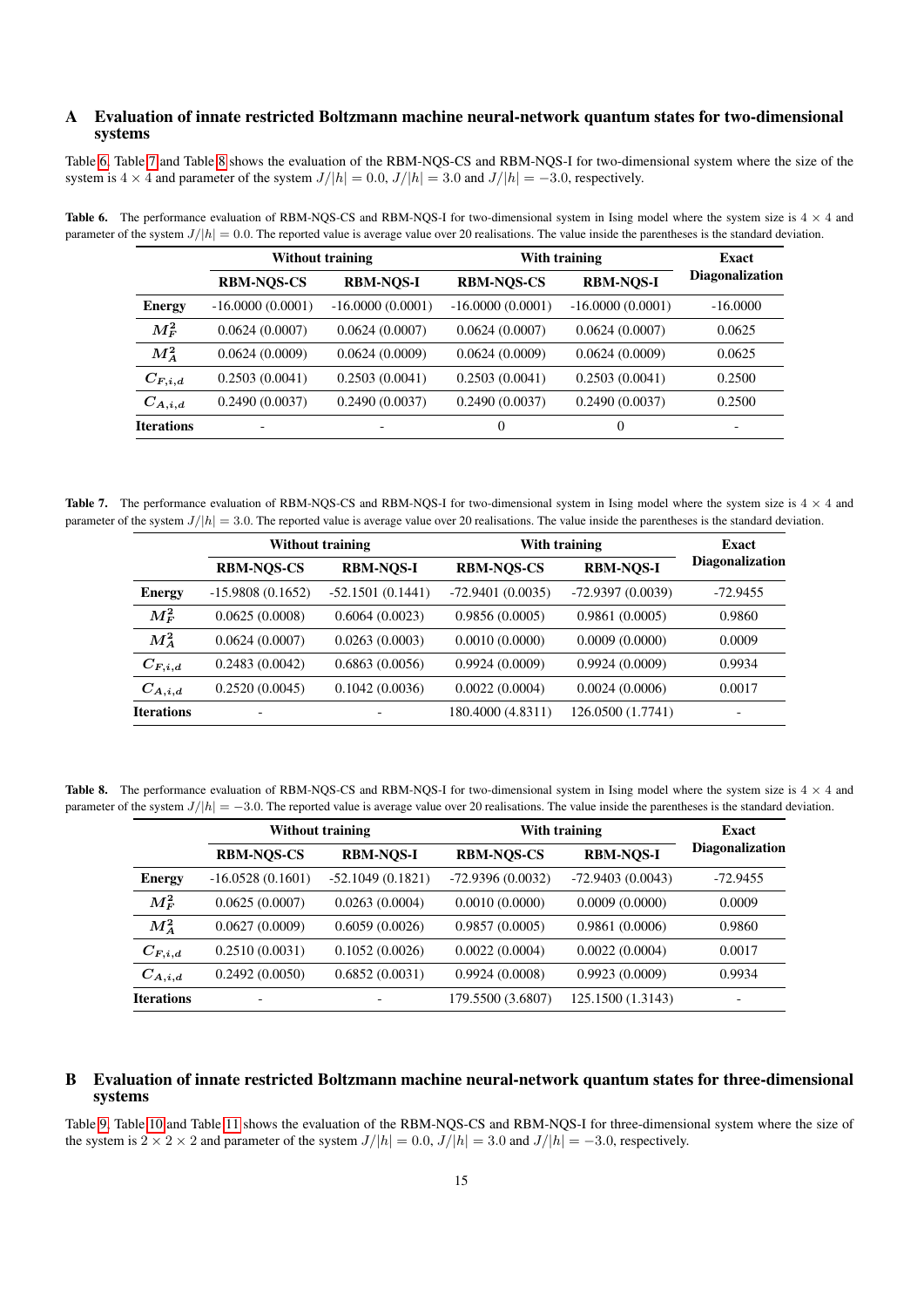## A Evaluation of innate restricted Boltzmann machine neural-network quantum states for two-dimensional systems

Table 6, Table 7 and Table 8 shows the evaluation of the RBM-NQS-CS and RBM-NQS-I for two-dimensional system where the size of the system is $4 \times 4$ and parameter of the system $J/|h| = 0.0$, $J/|h| = 3.0$ and $J/|h| = -3.0$, respectively.

**Table 6.** The performance evaluation of RBM-NQS-CS and RBM-NQS-I for two-dimensional system in Ising model where the system size is $4 \times 4$ and parameter of the system $J/|h| = 0.0$. The reported value is average value over 20 realisations. The value inside the parentheses is the standard deviation.

| | Without training | | With training | | Exact Diagonalization |
|---|---|---|---|---|---|
| | **RBM-NQS-CS** | **RBM-NQS-I** | **RBM-NQS-CS** | **RBM-NQS-I** | |
| **Energy** | -16.0000 (0.0001) | -16.0000 (0.0001) | -16.0000 (0.0001) | -16.0000 (0.0001) | -16.0000 |
| $M_F^2$ | 0.0624 (0.0007) | 0.0624 (0.0007) | 0.0624 (0.0007) | 0.0624 (0.0007) | 0.0625 |
| $M_A^2$ | 0.0624 (0.0009) | 0.0624 (0.0009) | 0.0624 (0.0009) | 0.0624 (0.0009) | 0.0625 |
| $C_{F,i,d}$ | 0.2503 (0.0041) | 0.2503 (0.0041) | 0.2503 (0.0041) | 0.2503 (0.0041) | 0.2500 |
| $C_{A,i,d}$ | 0.2490 (0.0037) | 0.2490 (0.0037) | 0.2490 (0.0037) | 0.2490 (0.0037) | 0.2500 |
| **Iterations** | - | - | 0 | 0 | - |

**Table 7.** The performance evaluation of RBM-NQS-CS and RBM-NQS-I for two-dimensional system in Ising model where the system size is $4 \times 4$ and parameter of the system $J/|h| = 3.0$. The reported value is average value over 20 realisations. The value inside the parentheses is the standard deviation.

| | Without training | | With training | | Exact Diagonalization |
|---|---|---|---|---|---|
| | **RBM-NQS-CS** | **RBM-NQS-I** | **RBM-NQS-CS** | **RBM-NQS-I** | |
| **Energy** | -15.9808 (0.1652) | -52.1501 (0.1441) | -72.9401 (0.0035) | -72.9397 (0.0039) | -72.9455 |
| $M_F^2$ | 0.0625 (0.0008) | 0.6064 (0.0023) | 0.9856 (0.0005) | 0.9861 (0.0005) | 0.9860 |
| $M_A^2$ | 0.0624 (0.0007) | 0.0263 (0.0003) | 0.0010 (0.0000) | 0.0009 (0.0000) | 0.0009 |
| $C_{F,i,d}$ | 0.2483 (0.0042) | 0.6863 (0.0056) | 0.9924 (0.0009) | 0.9924 (0.0009) | 0.9934 |
| $C_{A,i,d}$ | 0.2520 (0.0045) | 0.1042 (0.0036) | 0.0022 (0.0004) | 0.0024 (0.0006) | 0.0017 |
| **Iterations** | - | - | 180.4000 (4.8311) | 126.0500 (1.7741) | - |

**Table 8.** The performance evaluation of RBM-NQS-CS and RBM-NQS-I for two-dimensional system in Ising model where the system size is $4 \times 4$ and parameter of the system $J/|h| = -3.0$. The reported value is average value over 20 realisations. The value inside the parentheses is the standard deviation.

| | Without training | | With training | | Exact Diagonalization |
|---|---|---|---|---|---|
| | **RBM-NQS-CS** | **RBM-NQS-I** | **RBM-NQS-CS** | **RBM-NQS-I** | |
| **Energy** | -16.0528 (0.1601) | -52.1049 (0.1821) | -72.9396 (0.0032) | -72.9403 (0.0043) | -72.9455 |
| $M_F^2$ | 0.0625 (0.0007) | 0.0263 (0.0004) | 0.0010 (0.0000) | 0.0009 (0.0000) | 0.0009 |
| $M_A^2$ | 0.0627 (0.0009) | 0.6059 (0.0026) | 0.9857 (0.0005) | 0.9861 (0.0006) | 0.9860 |
| $C_{F,i,d}$ | 0.2510 (0.0031) | 0.1052 (0.0026) | 0.0022 (0.0004) | 0.0022 (0.0004) | 0.0017 |
| $C_{A,i,d}$ | 0.2492 (0.0050) | 0.6852 (0.0031) | 0.9924 (0.0008) | 0.9923 (0.0009) | 0.9934 |
| **Iterations** | - | - | 179.5500 (3.6807) | 125.1500 (1.3143) | - |

## B Evaluation of innate restricted Boltzmann machine neural-network quantum states for three-dimensional systems

Table 9, Table 10 and Table 11 shows the evaluation of the RBM-NQS-CS and RBM-NQS-I for three-dimensional system where the size of the system is $2 \times 2 \times 2$ and parameter of the system $J/|h| = 0.0$, $J/|h| = 3.0$ and $J/|h| = -3.0$, respectively.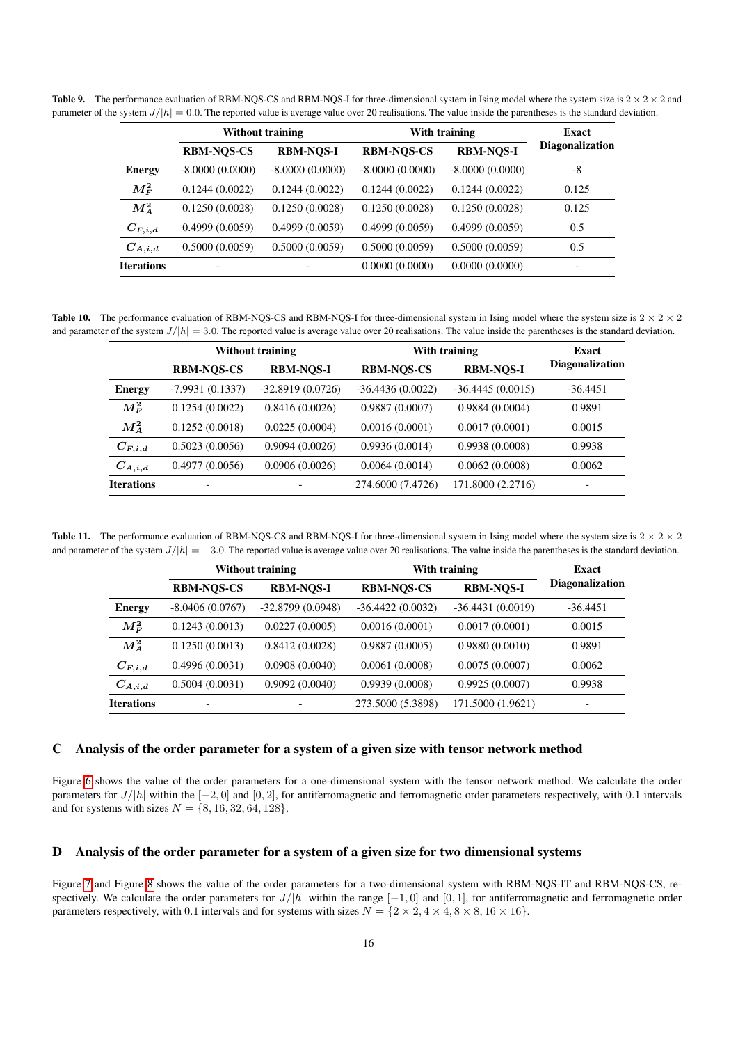**Table 9.** The performance evaluation of RBM-NQS-CS and RBM-NQS-I for three-dimensional system in Ising model where the system size is $2 \times 2 \times 2$ and parameter of the system $J/|h| = 0.0$. The reported value is average value over 20 realisations. The value inside the parentheses is the standard deviation.

| | **Without training** | | **With training** | | **Exact Diagonalization** |
|---|---|---|---|---|---|
| | **RBM-NQS-CS** | **RBM-NQS-I** | **RBM-NQS-CS** | **RBM-NQS-I** | |
| **Energy** | -8.0000 (0.0000) | -8.0000 (0.0000) | -8.0000 (0.0000) | -8.0000 (0.0000) | -8 |
| $M_F^2$ | 0.1244 (0.0022) | 0.1244 (0.0022) | 0.1244 (0.0022) | 0.1244 (0.0022) | 0.125 |
| $M_A^2$ | 0.1250 (0.0028) | 0.1250 (0.0028) | 0.1250 (0.0028) | 0.1250 (0.0028) | 0.125 |
| $C_{F,i,d}$ | 0.4999 (0.0059) | 0.4999 (0.0059) | 0.4999 (0.0059) | 0.4999 (0.0059) | 0.5 |
| $C_{A,i,d}$ | 0.5000 (0.0059) | 0.5000 (0.0059) | 0.5000 (0.0059) | 0.5000 (0.0059) | 0.5 |
| **Iterations** | - | - | 0.0000 (0.0000) | 0.0000 (0.0000) | - |

**Table 10.** The performance evaluation of RBM-NQS-CS and RBM-NQS-I for three-dimensional system in Ising model where the system size is $2 \times 2 \times 2$ and parameter of the system $J/|h| = 3.0$. The reported value is average value over 20 realisations. The value inside the parentheses is the standard deviation.

| | **Without training** | | **With training** | | **Exact Diagonalization** |
|---|---|---|---|---|---|
| | **RBM-NQS-CS** | **RBM-NQS-I** | **RBM-NQS-CS** | **RBM-NQS-I** | |
| **Energy** | -7.9931 (0.1337) | -32.8919 (0.0726) | -36.4436 (0.0022) | -36.4445 (0.0015) | -36.4451 |
| $M_F^2$ | 0.1254 (0.0022) | 0.8416 (0.0026) | 0.9887 (0.0007) | 0.9884 (0.0004) | 0.9891 |
| $M_A^2$ | 0.1252 (0.0018) | 0.0225 (0.0004) | 0.0016 (0.0001) | 0.0017 (0.0001) | 0.0015 |
| $C_{F,i,d}$ | 0.5023 (0.0056) | 0.9094 (0.0026) | 0.9936 (0.0014) | 0.9938 (0.0008) | 0.9938 |
| $C_{A,i,d}$ | 0.4977 (0.0056) | 0.0906 (0.0026) | 0.0064 (0.0014) | 0.0062 (0.0008) | 0.0062 |
| **Iterations** | - | - | 274.6000 (7.4726) | 171.8000 (2.2716) | - |

**Table 11.** The performance evaluation of RBM-NQS-CS and RBM-NQS-I for three-dimensional system in Ising model where the system size is $2 \times 2 \times 2$ and parameter of the system $J/|h| = -3.0$. The reported value is average value over 20 realisations. The value inside the parentheses is the standard deviation.

| | **Without training** | | **With training** | | **Exact Diagonalization** |
|---|---|---|---|---|---|
| | **RBM-NQS-CS** | **RBM-NQS-I** | **RBM-NQS-CS** | **RBM-NQS-I** | |
| **Energy** | -8.0406 (0.0767) | -32.8799 (0.0948) | -36.4422 (0.0032) | -36.4431 (0.0019) | -36.4451 |
| $M_F^2$ | 0.1243 (0.0013) | 0.0227 (0.0005) | 0.0016 (0.0001) | 0.0017 (0.0001) | 0.0015 |
| $M_A^2$ | 0.1250 (0.0013) | 0.8412 (0.0028) | 0.9887 (0.0005) | 0.9880 (0.0010) | 0.9891 |
| $C_{F,i,d}$ | 0.4996 (0.0031) | 0.0908 (0.0040) | 0.0061 (0.0008) | 0.0075 (0.0007) | 0.0062 |
| $C_{A,i,d}$ | 0.5004 (0.0031) | 0.9092 (0.0040) | 0.9939 (0.0008) | 0.9925 (0.0007) | 0.9938 |
| **Iterations** | - | - | 273.5000 (5.3898) | 171.5000 (1.9621) | - |

## C Analysis of the order parameter for a system of a given size with tensor network method

Figure 6 shows the value of the order parameters for a one-dimensional system with the tensor network method. We calculate the order parameters for $J/|h|$ within the $[-2, 0]$ and $[0, 2]$, for antiferromagnetic and ferromagnetic order parameters respectively, with 0.1 intervals and for systems with sizes $N = \{8, 16, 32, 64, 128\}$.

## D Analysis of the order parameter for a system of a given size for two dimensional systems

Figure 7 and Figure 8 shows the value of the order parameters for a two-dimensional system with RBM-NQS-IT and RBM-NQS-CS, respectively. We calculate the order parameters for $J/|h|$ within the range $[-1, 0]$ and $[0, 1]$, for antiferromagnetic and ferromagnetic order parameters respectively, with 0.1 intervals and for systems with sizes $N = \{2 \times 2, 4 \times 4, 8 \times 8, 16 \times 16\}$.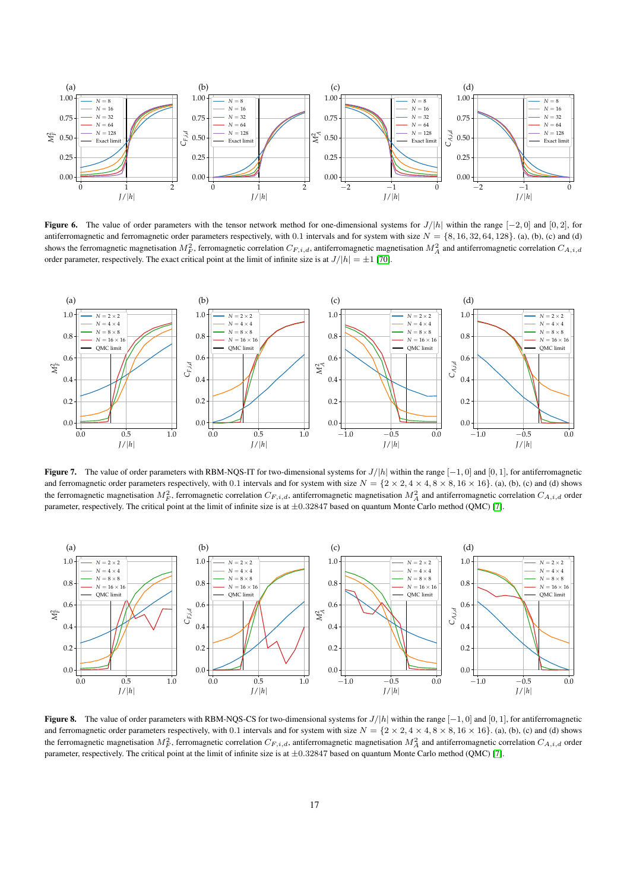**Figure 6.** The value of order parameters with the tensor network method for one-dimensional systems for $J/|h|$ within the range $[-2, 0]$ and $[0, 2]$, for antiferromagnetic and ferromagnetic order parameters respectively, with 0.1 intervals and for system with size $N = \{8, 16, 32, 64, 128\}$. (a), (b), (c) and (d) shows the ferromagnetic magnetisation $M_F^2$, ferromagnetic correlation $C_{F,i,d}$, antiferromagnetic magnetisation $M_A^2$ and antiferromagnetic correlation $C_{A,i,d}$ order parameter, respectively. The exact critical point at the limit of infinite size is at $J/|h| = \pm 1$ [70].

**Figure 7.** The value of order parameters with RBM-NQS-IT for two-dimensional systems for $J/|h|$ within the range $[-1, 0]$ and $[0, 1]$, for antiferromagnetic and ferromagnetic order parameters respectively, with 0.1 intervals and for system with size $N = \{2 \times 2, 4 \times 4, 8 \times 8, 16 \times 16\}$. (a), (b), (c) and (d) shows the ferromagnetic magnetisation $M_F^2$, ferromagnetic correlation $C_{F,i,d}$, antiferromagnetic magnetisation $M_A^2$ and antiferromagnetic correlation $C_{A,i,d}$ order parameter, respectively. The critical point at the limit of infinite size is at $\pm 0.32847$ based on quantum Monte Carlo method (QMC) [7].

**Figure 8.** The value of order parameters with RBM-NQS-CS for two-dimensional systems for $J/|h|$ within the range $[-1, 0]$ and $[0, 1]$, for antiferromagnetic and ferromagnetic order parameters respectively, with 0.1 intervals and for system with size $N = \{2 \times 2, 4 \times 4, 8 \times 8, 16 \times 16\}$. (a), (b), (c) and (d) shows the ferromagnetic magnetisation $M_F^2$, ferromagnetic correlation $C_{F,i,d}$, antiferromagnetic magnetisation $M_A^2$ and antiferromagnetic correlation $C_{A,i,d}$ order parameter, respectively. The critical point at the limit of infinite size is at $\pm 0.32847$ based on quantum Monte Carlo method (QMC) [7].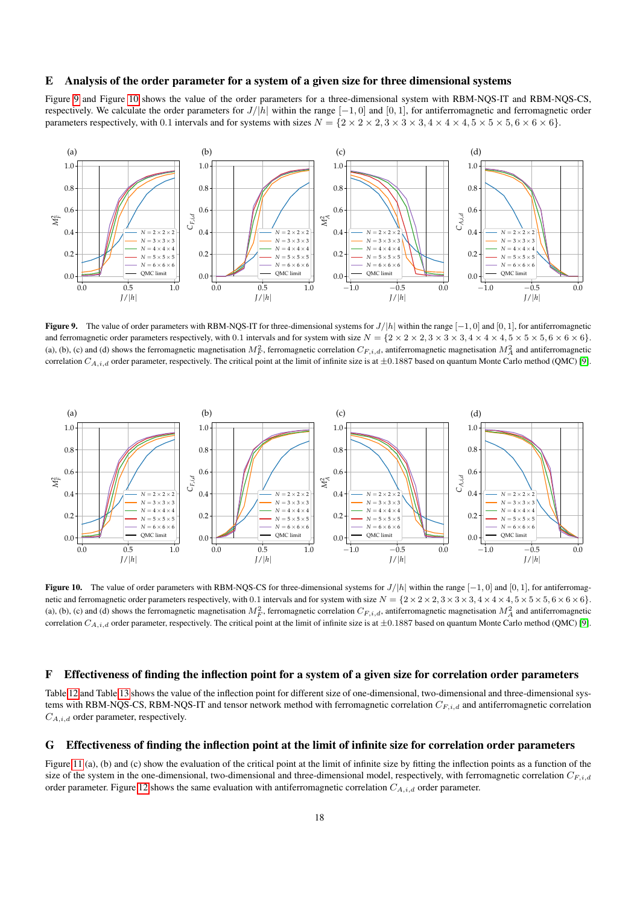## E Analysis of the order parameter for a system of a given size for three dimensional systems

Figure 9 and Figure 10 shows the value of the order parameters for a three-dimensional system with RBM-NQS-IT and RBM-NQS-CS, respectively. We calculate the order parameters for $J/|h|$ within the range $[-1, 0]$ and $[0, 1]$, for antiferromagnetic and ferromagnetic order parameters respectively, with 0.1 intervals and for systems with sizes $N = \{2 \times 2 \times 2, 3 \times 3 \times 3, 4 \times 4 \times 4, 5 \times 5 \times 5, 6 \times 6 \times 6\}$.

**Figure 9.** The value of order parameters with RBM-NQS-IT for three-dimensional systems for $J/|h|$ within the range $[-1, 0]$ and $[0, 1]$, for antiferromagnetic and ferromagnetic order parameters respectively, with 0.1 intervals and for system with size $N = \{2 \times 2 \times 2, 3 \times 3 \times 3, 4 \times 4 \times 4, 5 \times 5 \times 5, 6 \times 6 \times 6\}$. (a), (b), (c) and (d) shows the ferromagnetic magnetisation $M_F^2$, ferromagnetic correlation $C_{F,i,d}$, antiferromagnetic magnetisation $M_A^2$ and antiferromagnetic correlation $C_{A,i,d}$ order parameter, respectively. The critical point at the limit of infinite size is at $\pm 0.1887$ based on quantum Monte Carlo method (QMC) [9].

**Figure 10.** The value of order parameters with RBM-NQS-CS for three-dimensional systems for $J/|h|$ within the range $[-1, 0]$ and $[0, 1]$, for antiferromagnetic and ferromagnetic order parameters respectively, with 0.1 intervals and for system with size $N = \{2 \times 2 \times 2, 3 \times 3 \times 3, 4 \times 4 \times 4, 5 \times 5 \times 5, 6 \times 6 \times 6\}$. (a), (b), (c) and (d) shows the ferromagnetic magnetisation $M_F^2$, ferromagnetic correlation $C_{F,i,d}$, antiferromagnetic magnetisation $M_A^2$ and antiferromagnetic correlation $C_{A,i,d}$ order parameter, respectively. The critical point at the limit of infinite size is at $\pm 0.1887$ based on quantum Monte Carlo method (QMC) [9].

## F Effectiveness of finding the inflection point for a system of a given size for correlation order parameters

Table 12 and Table 13 shows the value of the inflection point for different size of one-dimensional, two-dimensional and three-dimensional systems with RBM-NQS-CS, RBM-NQS-IT and tensor network method with ferromagnetic correlation $C_{F,i,d}$ and antiferromagnetic correlation $C_{A,i,d}$ order parameter, respectively.

## G Effectiveness of finding the inflection point at the limit of infinite size for correlation order parameters

Figure 11 (a), (b) and (c) show the evaluation of the critical point at the limit of infinite size by fitting the inflection points as a function of the size of the system in the one-dimensional, two-dimensional and three-dimensional model, respectively, with ferromagnetic correlation $C_{F,i,d}$ order parameter. Figure 12 shows the same evaluation with antiferromagnetic correlation $C_{A,i,d}$ order parameter.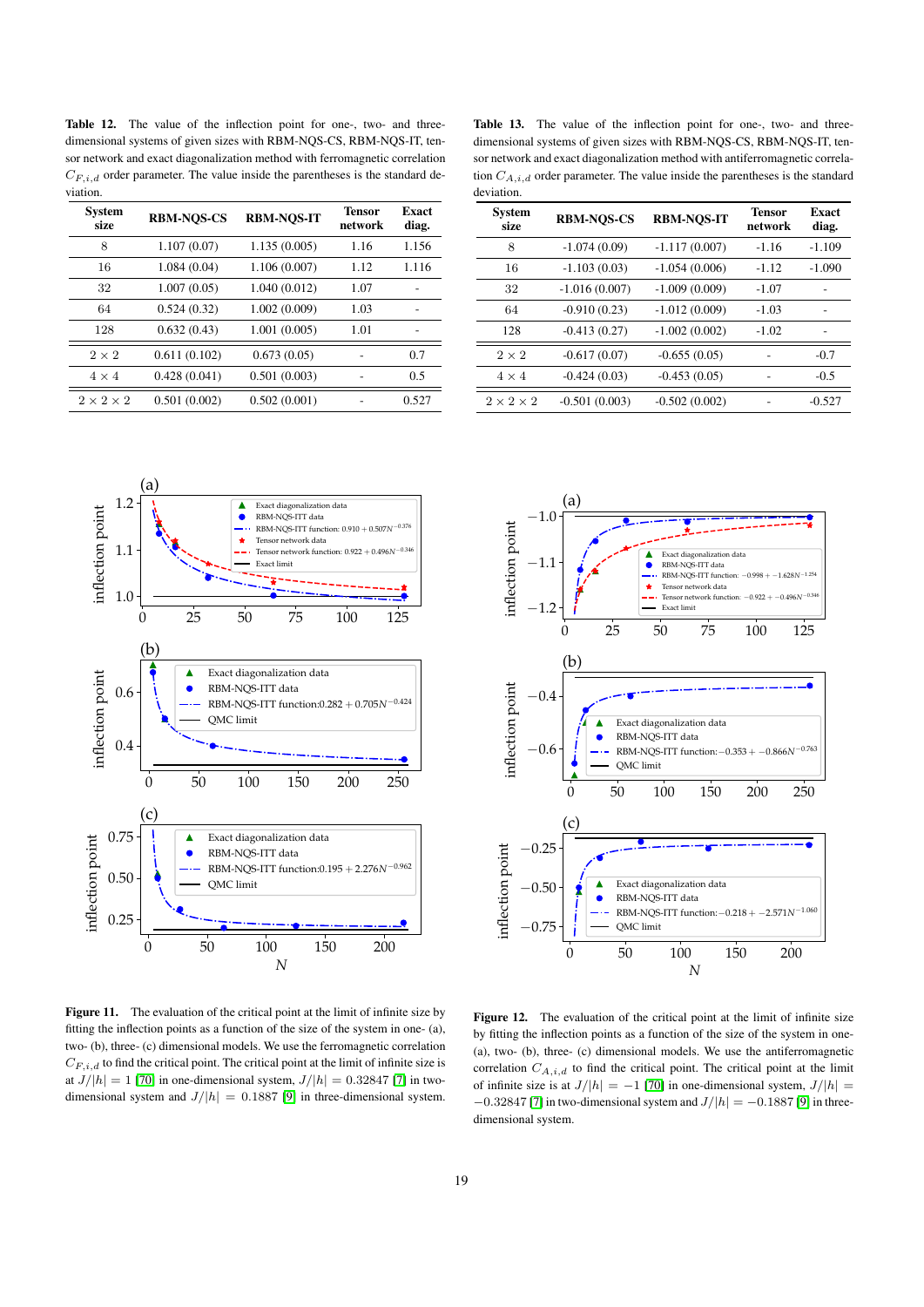**Table 12.** The value of the inflection point for one-, two- and three-dimensional systems of given sizes with RBM-NQS-CS, RBM-NQS-IT, tensor network and exact diagonalization method with ferromagnetic correlation $C_{F,i,d}$ order parameter. The value inside the parentheses is the standard deviation.

| System size | RBM-NQS-CS | RBM-NQS-IT | Tensor network | Exact diag. |
|---|---|---|---|---|
| 8 | 1.107 (0.07) | 1.135 (0.005) | 1.16 | 1.156 |
| 16 | 1.084 (0.04) | 1.106 (0.007) | 1.12 | 1.116 |
| 32 | 1.007 (0.05) | 1.040 (0.012) | 1.07 | - |
| 64 | 0.524 (0.32) | 1.002 (0.009) | 1.03 | - |
| 128 | 0.632 (0.43) | 1.001 (0.005) | 1.01 | - |
| $2 \times 2$ | 0.611 (0.102) | 0.673 (0.05) | - | 0.7 |
| $4 \times 4$ | 0.428 (0.041) | 0.501 (0.003) | - | 0.5 |
| $2 \times 2 \times 2$ | 0.501 (0.002) | 0.502 (0.001) | - | 0.527 |

**Table 13.** The value of the inflection point for one-, two- and three-dimensional systems of given sizes with RBM-NQS-CS, RBM-NQS-IT, tensor network and exact diagonalization method with antiferromagnetic correlation $C_{A,i,d}$ order parameter. The value inside the parentheses is the standard deviation.

| System size | RBM-NQS-CS | RBM-NQS-IT | Tensor network | Exact diag. |
|---|---|---|---|---|
| 8 | -1.074 (0.09) | -1.117 (0.007) | -1.16 | -1.109 |
| 16 | -1.103 (0.03) | -1.054 (0.006) | -1.12 | -1.090 |
| 32 | -1.016 (0.007) | -1.009 (0.009) | -1.07 | - |
| 64 | -0.910 (0.23) | -1.012 (0.009) | -1.03 | - |
| 128 | -0.413 (0.27) | -1.002 (0.002) | -1.02 | - |
| $2 \times 2$ | -0.617 (0.07) | -0.655 (0.05) | - | -0.7 |
| $4 \times 4$ | -0.424 (0.03) | -0.453 (0.05) | - | -0.5 |
| $2 \times 2 \times 2$ | -0.501 (0.003) | -0.502 (0.002) | - | -0.527 |

(a)
inflection point
Exact diagonalization data
RBM-NQS-ITT data
RBM-NQS-ITT function: $0.910 + 0.507N^{-0.376}$
Tensor network data
Tensor network function: $0.922 + 0.496N^{-0.346}$
Exact limit

(b)
inflection point
Exact diagonalization data
RBM-NQS-ITT data
RBM-NQS-ITT function: $0.282 + 0.705N^{-0.424}$
QMC limit

(c)
inflection point
Exact diagonalization data
RBM-NQS-ITT data
RBM-NQS-ITT function: $0.195 + 2.276N^{-0.962}$
QMC limit
$N$

**Figure 11.** The evaluation of the critical point at the limit of infinite size by fitting the inflection points as a function of the size of the system in one- (a), two- (b), three- (c) dimensional models. We use the ferromagnetic correlation $C_{F,i,d}$ to find the critical point. The critical point at the limit of infinite size is at $J/|h| = 1$ [70] in one-dimensional system, $J/|h| = 0.32847$ [7] in two-dimensional system and $J/|h| = 0.1887$ [9] in three-dimensional system.

(a)
inflection point
Exact diagonalization data
RBM-NQS-ITT data
RBM-NQS-ITT function: $-0.998 + -1.628N^{-1.254}$
Tensor network data
Tensor network function: $-0.922 + -0.496N^{-0.346}$
Exact limit

(b)
inflection point
Exact diagonalization data
RBM-NQS-ITT data
RBM-NQS-ITT function: $-0.353 + -0.866N^{-0.763}$
QMC limit

(c)
inflection point
Exact diagonalization data
RBM-NQS-ITT data
RBM-NQS-ITT function: $-0.218 + -2.571N^{-1.060}$
QMC limit
$N$

**Figure 12.** The evaluation of the critical point at the limit of infinite size by fitting the inflection points as a function of the size of the system in one- (a), two- (b), three- (c) dimensional models. We use the antiferromagnetic correlation $C_{A,i,d}$ to find the critical point. The critical point at the limit of infinite size is at $J/|h| = -1$ [70] in one-dimensional system, $J/|h| = -0.32847$ [7] in two-dimensional system and $J/|h| = -0.1887$ [9] in three-dimensional system.